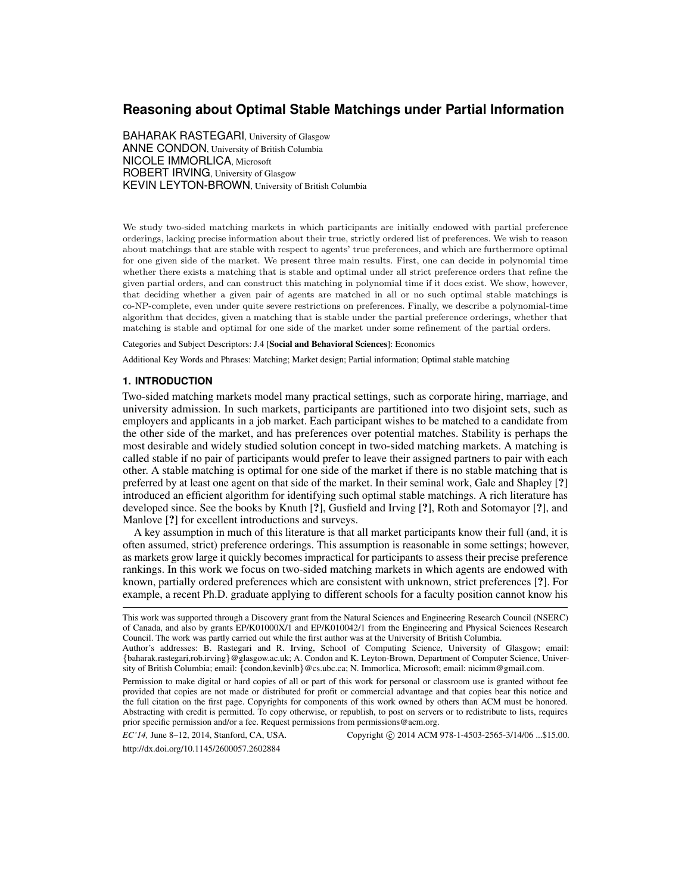# Reasoning about Optimal Stable Matchings under Partial Information

BAHARAK RASTEGARI, University of Glasgow
ANNE CONDON, University of British Columbia
NICOLE IMMORLICA, Microsoft
ROBERT IRVING, University of Glasgow
KEVIN LEYTON-BROWN, University of British Columbia

We study two-sided matching markets in which participants are initially endowed with partial preference orderings, lacking precise information about their true, strictly ordered list of preferences. We wish to reason about matchings that are stable with respect to agents' true preferences, and which are furthermore optimal for one given side of the market. We present three main results. First, one can decide in polynomial time whether there exists a matching that is stable and optimal under all strict preference orders that refine the given partial orders, and can construct this matching in polynomial time if it does exist. We show, however, that deciding whether a given pair of agents are matched in all or no such optimal stable matchings is co-NP-complete, even under quite severe restrictions on preferences. Finally, we describe a polynomial-time algorithm that decides, given a matching that is stable under the partial preference orderings, whether that matching is stable and optimal for one side of the market under some refinement of the partial orders.

Categories and Subject Descriptors: J.4 [**Social and Behavioral Sciences**]: Economics

Additional Key Words and Phrases: Matching; Market design; Partial information; Optimal stable matching

## 1. INTRODUCTION

Two-sided matching markets model many practical settings, such as corporate hiring, marriage, and university admission. In such markets, participants are partitioned into two disjoint sets, such as employers and applicants in a job market. Each participant wishes to be matched to a candidate from the other side of the market, and has preferences over potential matches. Stability is perhaps the most desirable and widely studied solution concept in two-sided matching markets. A matching is called stable if no pair of participants would prefer to leave their assigned partners to pair with each other. A stable matching is optimal for one side of the market if there is no stable matching that is preferred by at least one agent on that side of the market. In their seminal work, Gale and Shapley [**?**] introduced an efficient algorithm for identifying such optimal stable matchings. A rich literature has developed since. See the books by Knuth [**?**], Gusfield and Irving [**?**], Roth and Sotomayor [**?**], and Manlove [**?**] for excellent introductions and surveys.

A key assumption in much of this literature is that all market participants know their full (and, it is often assumed, strict) preference orderings. This assumption is reasonable in some settings; however, as markets grow large it quickly becomes impractical for participants to assess their precise preference rankings. In this work we focus on two-sided matching markets in which agents are endowed with known, partially ordered preferences which are consistent with unknown, strict preferences [**?**]. For example, a recent Ph.D. graduate applying to different schools for a faculty position cannot know his

---

This work was supported through a Discovery grant from the Natural Sciences and Engineering Research Council (NSERC) of Canada, and also by grants EP/K01000X/1 and EP/K010042/1 from the Engineering and Physical Sciences Research Council. The work was partly carried out while the first author was at the University of British Columbia.
Author's addresses: B. Rastegari and R. Irving, School of Computing Science, University of Glasgow; email: {baharak.rastegari,rob.irving}@glasgow.ac.uk; A. Condon and K. Leyton-Brown, Department of Computer Science, University of British Columbia; email: {condon,kevinlb}@cs.ubc.ca; N. Immorlica, Microsoft; email: nicimm@gmail.com.
Permission to make digital or hard copies of all or part of this work for personal or classroom use is granted without fee provided that copies are not made or distributed for profit or commercial advantage and that copies bear this notice and the full citation on the first page. Copyrights for components of this work owned by others than ACM must be honored. Abstracting with credit is permitted. To copy otherwise, or republish, to post on servers or to redistribute to lists, requires prior specific permission and/or a fee. Request permissions from permissions@acm.org.
*EC'14,* June 8–12, 2014, Stanford, CA, USA. Copyright © 2014 ACM 978-1-4503-2565-3/14/06 ...$15.00.
http://dx.doi.org/10.1145/2600057.2602884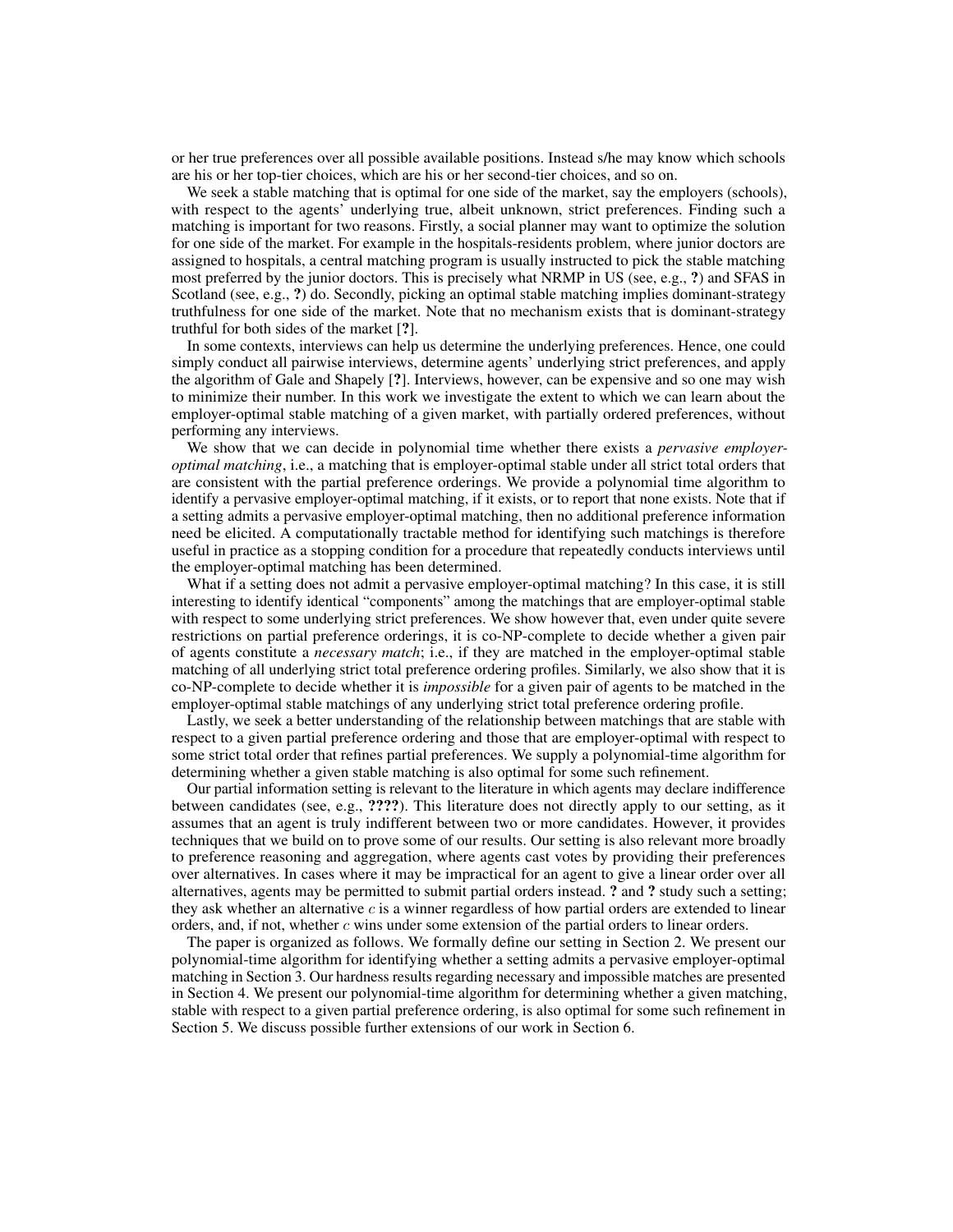or her true preferences over all possible available positions. Instead s/he may know which schools are his or her top-tier choices, which are his or her second-tier choices, and so on.

We seek a stable matching that is optimal for one side of the market, say the employers (schools), with respect to the agents' underlying true, albeit unknown, strict preferences. Finding such a matching is important for two reasons. Firstly, a social planner may want to optimize the solution for one side of the market. For example in the hospitals-residents problem, where junior doctors are assigned to hospitals, a central matching program is usually instructed to pick the stable matching most preferred by the junior doctors. This is precisely what NRMP in US (see, e.g., **?**) and SFAS in Scotland (see, e.g., **?**) do. Secondly, picking an optimal stable matching implies dominant-strategy truthfulness for one side of the market. Note that no mechanism exists that is dominant-strategy truthful for both sides of the market [**?**].

In some contexts, interviews can help us determine the underlying preferences. Hence, one could simply conduct all pairwise interviews, determine agents' underlying strict preferences, and apply the algorithm of Gale and Shapely [**?**]. Interviews, however, can be expensive and so one may wish to minimize their number. In this work we investigate the extent to which we can learn about the employer-optimal stable matching of a given market, with partially ordered preferences, without performing any interviews.

We show that we can decide in polynomial time whether there exists a *pervasive employer-optimal matching*, i.e., a matching that is employer-optimal stable under all strict total orders that are consistent with the partial preference orderings. We provide a polynomial time algorithm to identify a pervasive employer-optimal matching, if it exists, or to report that none exists. Note that if a setting admits a pervasive employer-optimal matching, then no additional preference information need be elicited. A computationally tractable method for identifying such matchings is therefore useful in practice as a stopping condition for a procedure that repeatedly conducts interviews until the employer-optimal matching has been determined.

What if a setting does not admit a pervasive employer-optimal matching? In this case, it is still interesting to identify identical "components" among the matchings that are employer-optimal stable with respect to some underlying strict preferences. We show however that, even under quite severe restrictions on partial preference orderings, it is co-NP-complete to decide whether a given pair of agents constitute a *necessary match*; i.e., if they are matched in the employer-optimal stable matching of all underlying strict total preference ordering profiles. Similarly, we also show that it is co-NP-complete to decide whether it is *impossible* for a given pair of agents to be matched in the employer-optimal stable matchings of any underlying strict total preference ordering profile.

Lastly, we seek a better understanding of the relationship between matchings that are stable with respect to a given partial preference ordering and those that are employer-optimal with respect to some strict total order that refines partial preferences. We supply a polynomial-time algorithm for determining whether a given stable matching is also optimal for some such refinement.

Our partial information setting is relevant to the literature in which agents may declare indifference between candidates (see, e.g., **????**). This literature does not directly apply to our setting, as it assumes that an agent is truly indifferent between two or more candidates. However, it provides techniques that we build on to prove some of our results. Our setting is also relevant more broadly to preference reasoning and aggregation, where agents cast votes by providing their preferences over alternatives. In cases where it may be impractical for an agent to give a linear order over all alternatives, agents may be permitted to submit partial orders instead. **?** and **?** study such a setting; they ask whether an alternative $c$ is a winner regardless of how partial orders are extended to linear orders, and, if not, whether $c$ wins under some extension of the partial orders to linear orders.

The paper is organized as follows. We formally define our setting in Section 2. We present our polynomial-time algorithm for identifying whether a setting admits a pervasive employer-optimal matching in Section 3. Our hardness results regarding necessary and impossible matches are presented in Section 4. We present our polynomial-time algorithm for determining whether a given matching, stable with respect to a given partial preference ordering, is also optimal for some such refinement in Section 5. We discuss possible further extensions of our work in Section 6.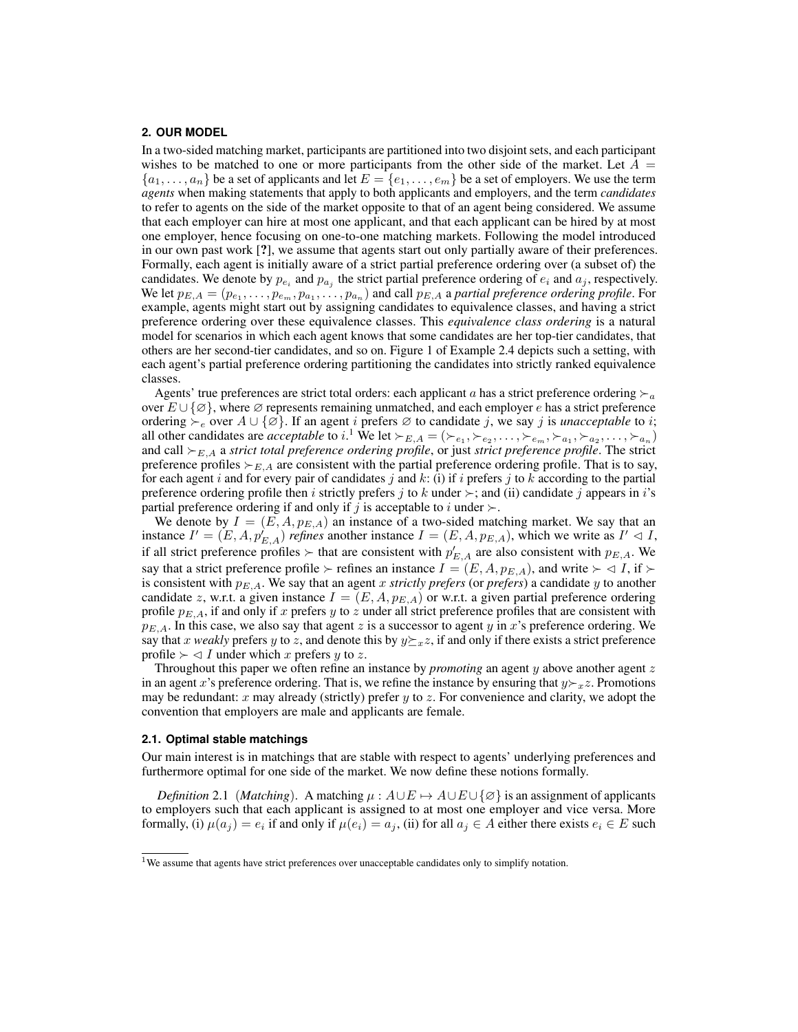## 2. OUR MODEL

In a two-sided matching market, participants are partitioned into two disjoint sets, and each participant wishes to be matched to one or more participants from the other side of the market. Let $A = \{a_1, \ldots, a_n\}$ be a set of applicants and let $E = \{e_1, \ldots, e_m\}$ be a set of employers. We use the term *agents* when making statements that apply to both applicants and employers, and the term *candidates* to refer to agents on the side of the market opposite to that of an agent being considered. We assume that each employer can hire at most one applicant, and that each applicant can be hired by at most one employer, hence focusing on one-to-one matching markets. Following the model introduced in our own past work [?], we assume that agents start out only partially aware of their preferences. Formally, each agent is initially aware of a strict partial preference ordering over (a subset of) the candidates. We denote by $p_{e_i}$ and $p_{a_j}$ the strict partial preference ordering of $e_i$ and $a_j$, respectively. We let $p_{E,A} = (p_{e_1}, \ldots, p_{e_m}, p_{a_1}, \ldots, p_{a_n})$ and call $p_{E,A}$ a *partial preference ordering profile*. For example, agents might start out by assigning candidates to equivalence classes, and having a strict preference ordering over these equivalence classes. This *equivalence class ordering* is a natural model for scenarios in which each agent knows that some candidates are her top-tier candidates, that others are her second-tier candidates, and so on. Figure 1 of Example 2.4 depicts such a setting, with each agent's partial preference ordering partitioning the candidates into strictly ranked equivalence classes.

Agents' true preferences are strict total orders: each applicant $a$ has a strict preference ordering $\succ_a$ over $E \cup \{\varnothing\}$, where $\varnothing$ represents remaining unmatched, and each employer $e$ has a strict preference ordering $\succ_e$ over $A \cup \{\varnothing\}$. If an agent $i$ prefers $\varnothing$ to candidate $j$, we say $j$ is *unacceptable* to $i$; all other candidates are *acceptable* to $i$.[1] We let $\succ_{E,A} = (\succ_{e_1}, \succ_{e_2}, \ldots, \succ_{e_m}, \succ_{a_1}, \succ_{a_2}, \ldots, \succ_{a_n})$ and call $\succ_{E,A}$ a *strict total preference ordering profile*, or just *strict preference profile*. The strict preference profiles $\succ_{E,A}$ are consistent with the partial preference ordering profile. That is to say, for each agent $i$ and for every pair of candidates $j$ and $k$: (i) if $i$ prefers $j$ to $k$ according to the partial preference ordering profile then $i$ strictly prefers $j$ to $k$ under $\succ$; and (ii) candidate $j$ appears in $i$'s partial preference ordering if and only if $j$ is acceptable to $i$ under $\succ$.

We denote by $I = (E, A, p_{E,A})$ an instance of a two-sided matching market. We say that an instance $I' = (E, A, p'_{E,A})$ *refines* another instance $I = (E, A, p_{E,A})$, which we write as $I' \lhd I$, if all strict preference profiles $\succ$ that are consistent with $p'_{E,A}$ are also consistent with $p_{E,A}$. We say that a strict preference profile $\succ$ refines an instance $I = (E, A, p_{E,A})$, and write $\succ \lhd I$, if $\succ$ is consistent with $p_{E,A}$. We say that an agent $x$ *strictly prefers* (or *prefers*) a candidate $y$ to another candidate $z$, w.r.t. a given instance $I = (E, A, p_{E,A})$ or w.r.t. a given partial preference ordering profile $p_{E,A}$, if and only if $x$ prefers $y$ to $z$ under all strict preference profiles that are consistent with $p_{E,A}$. In this case, we also say that agent $z$ is a successor to agent $y$ in $x$'s preference ordering. We say that $x$ *weakly* prefers $y$ to $z$, and denote this by $y \succeq_x z$, if and only if there exists a strict preference profile $\succ \lhd I$ under which $x$ prefers $y$ to $z$.

Throughout this paper we often refine an instance by *promoting* an agent $y$ above another agent $z$ in an agent $x$'s preference ordering. That is, we refine the instance by ensuring that $y \succ_x z$. Promotions may be redundant: $x$ may already (strictly) prefer $y$ to $z$. For convenience and clarity, we adopt the convention that employers are male and applicants are female.

### 2.1. Optimal stable matchings

Our main interest is in matchings that are stable with respect to agents' underlying preferences and furthermore optimal for one side of the market. We now define these notions formally.

*Definition* 2.1 (*Matching*). A matching $\mu : A \cup E \mapsto A \cup E \cup \{\varnothing\}$ is an assignment of applicants to employers such that each applicant is assigned to at most one employer and vice versa. More formally, (i) $\mu(a_j) = e_i$ if and only if $\mu(e_i) = a_j$, (ii) for all $a_j \in A$ either there exists $e_i \in E$ such

[1] We assume that agents have strict preferences over unacceptable candidates only to simplify notation.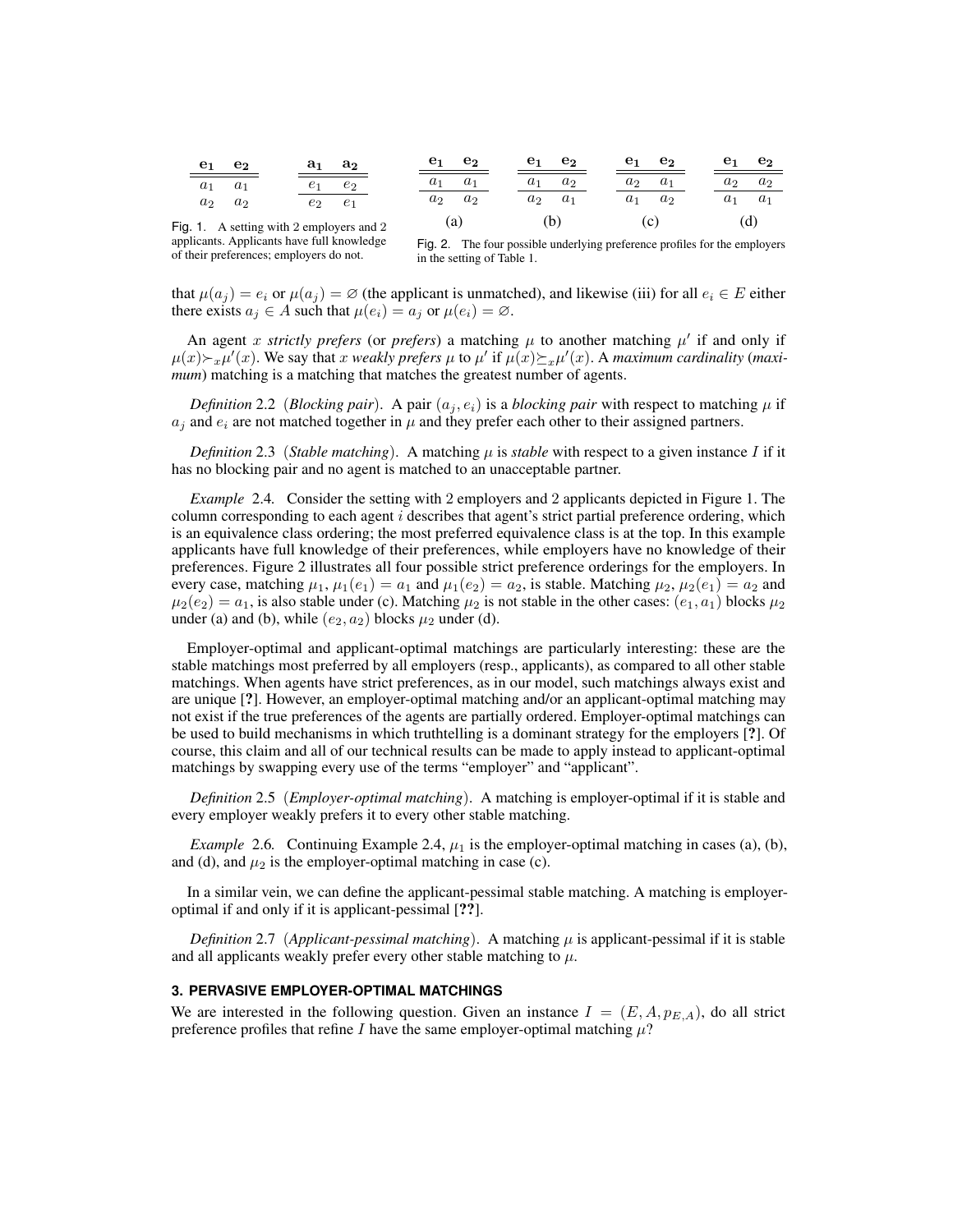| $\mathbf{e_1}$ | $\mathbf{e_2}$ |
|---|---|
| $a_1$ | $a_1$ |
| $a_2$ | $a_2$ |

| $\mathbf{a_1}$ | $\mathbf{a_2}$ |
|---|---|
| $e_1$ | $e_2$ |
| $e_2$ | $e_1$ |

Fig. 1. A setting with 2 employers and 2 applicants. Applicants have full knowledge of their preferences; employers do not.

| $\mathbf{e_1}$ | $\mathbf{e_2}$ |
|---|---|
| $a_1$ | $a_1$ |
| $a_2$ | $a_2$ |

(a)

| $\mathbf{e_1}$ | $\mathbf{e_2}$ |
|---|---|
| $a_1$ | $a_2$ |
| $a_2$ | $a_1$ |

(b)

| $\mathbf{e_1}$ | $\mathbf{e_2}$ |
|---|---|
| $a_2$ | $a_1$ |
| $a_1$ | $a_2$ |

(c)

| $\mathbf{e_1}$ | $\mathbf{e_2}$ |
|---|---|
| $a_2$ | $a_2$ |
| $a_1$ | $a_1$ |

(d)

Fig. 2. The four possible underlying preference profiles for the employers in the setting of Table 1.

that $\mu(a_j) = e_i$ or $\mu(a_j) = \varnothing$ (the applicant is unmatched), and likewise (iii) for all $e_i \in E$ either there exists $a_j \in A$ such that $\mu(e_i) = a_j$ or $\mu(e_i) = \varnothing$.

An agent $x$ *strictly prefers* (or *prefers*) a matching $\mu$ to another matching $\mu'$ if and only if $\mu(x) \succ_x \mu'(x)$. We say that $x$ *weakly prefers* $\mu$ to $\mu'$ if $\mu(x) \succeq_x \mu'(x)$. A *maximum cardinality* (*maximum*) matching is a matching that matches the greatest number of agents.

*Definition* 2.2 (*Blocking pair*). A pair $(a_j, e_i)$ is a *blocking pair* with respect to matching $\mu$ if $a_j$ and $e_i$ are not matched together in $\mu$ and they prefer each other to their assigned partners.

*Definition* 2.3 (*Stable matching*). A matching $\mu$ is *stable* with respect to a given instance $I$ if it has no blocking pair and no agent is matched to an unacceptable partner.

*Example* 2.4. Consider the setting with 2 employers and 2 applicants depicted in Figure 1. The column corresponding to each agent $i$ describes that agent's strict partial preference ordering, which is an equivalence class ordering; the most preferred equivalence class is at the top. In this example applicants have full knowledge of their preferences, while employers have no knowledge of their preferences. Figure 2 illustrates all four possible strict preference orderings for the employers. In every case, matching $\mu_1$, $\mu_1(e_1) = a_1$ and $\mu_1(e_2) = a_2$, is stable. Matching $\mu_2$, $\mu_2(e_1) = a_2$ and $\mu_2(e_2) = a_1$, is also stable under (c). Matching $\mu_2$ is not stable in the other cases: $(e_1, a_1)$ blocks $\mu_2$ under (a) and (b), while $(e_2, a_2)$ blocks $\mu_2$ under (d).

Employer-optimal and applicant-optimal matchings are particularly interesting: these are the stable matchings most preferred by all employers (resp., applicants), as compared to all other stable matchings. When agents have strict preferences, as in our model, such matchings always exist and are unique [?]. However, an employer-optimal matching and/or an applicant-optimal matching may not exist if the true preferences of the agents are partially ordered. Employer-optimal matchings can be used to build mechanisms in which truthtelling is a dominant strategy for the employers [?]. Of course, this claim and all of our technical results can be made to apply instead to applicant-optimal matchings by swapping every use of the terms "employer" and "applicant".

*Definition* 2.5 (*Employer-optimal matching*). A matching is employer-optimal if it is stable and every employer weakly prefers it to every other stable matching.

*Example* 2.6. Continuing Example 2.4, $\mu_1$ is the employer-optimal matching in cases (a), (b), and (d), and $\mu_2$ is the employer-optimal matching in case (c).

In a similar vein, we can define the applicant-pessimal stable matching. A matching is employer-optimal if and only if it is applicant-pessimal [??].

*Definition* 2.7 (*Applicant-pessimal matching*). A matching $\mu$ is applicant-pessimal if it is stable and all applicants weakly prefer every other stable matching to $\mu$.

### 3. PERVASIVE EMPLOYER-OPTIMAL MATCHINGS

We are interested in the following question. Given an instance $I = (E, A, p_{E,A})$, do all strict preference profiles that refine $I$ have the same employer-optimal matching $\mu$?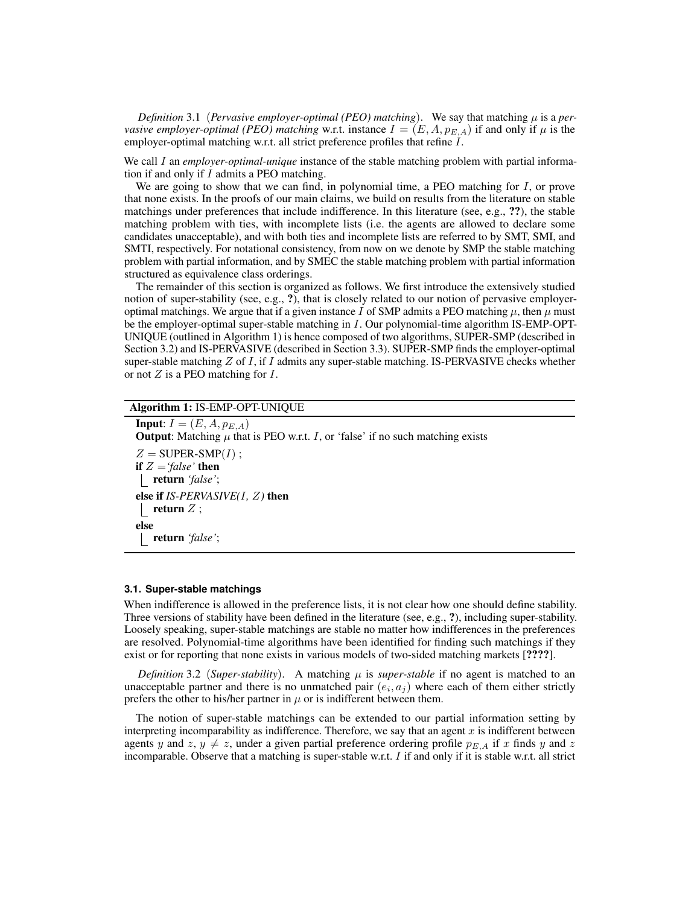*Definition* 3.1 (*Pervasive employer-optimal (PEO) matching*). We say that matching $\mu$ is a *pervasive employer-optimal (PEO) matching* w.r.t. instance $I = (E, A, p_{E,A})$ if and only if $\mu$ is the employer-optimal matching w.r.t. all strict preference profiles that refine $I$.

We call $I$ an *employer-optimal-unique* instance of the stable matching problem with partial information if and only if $I$ admits a PEO matching.

We are going to show that we can find, in polynomial time, a PEO matching for $I$, or prove that none exists. In the proofs of our main claims, we build on results from the literature on stable matchings under preferences that include indifference. In this literature (see, e.g., **??**), the stable matching problem with ties, with incomplete lists (i.e. the agents are allowed to declare some candidates unacceptable), and with both ties and incomplete lists are referred to by SMT, SMI, and SMTI, respectively. For notational consistency, from now on we denote by SMP the stable matching problem with partial information, and by SMEC the stable matching problem with partial information structured as equivalence class orderings.

The remainder of this section is organized as follows. We first introduce the extensively studied notion of super-stability (see, e.g., **?**), that is closely related to our notion of pervasive employer-optimal matchings. We argue that if a given instance $I$ of SMP admits a PEO matching $\mu$, then $\mu$ must be the employer-optimal super-stable matching in $I$. Our polynomial-time algorithm IS-EMP-OPT-UNIQUE (outlined in Algorithm 1) is hence composed of two algorithms, SUPER-SMP (described in Section 3.2) and IS-PERVASIVE (described in Section 3.3). SUPER-SMP finds the employer-optimal super-stable matching $Z$ of $I$, if $I$ admits any super-stable matching. IS-PERVASIVE checks whether or not $Z$ is a PEO matching for $I$.

**Algorithm 1:** IS-EMP-OPT-UNIQUE

```
Input: I = (E, A, p_{E,A})
Output: Matching μ that is PEO w.r.t. I, or 'false' if no such matching exists
Z = SUPER-SMP(I) ;
if Z = 'false' then
    return 'false';
else if IS-PERVASIVE(I, Z) then
    return Z ;
else
    return 'false';
```

### 3.1. Super-stable matchings

When indifference is allowed in the preference lists, it is not clear how one should define stability. Three versions of stability have been defined in the literature (see, e.g., **?**), including super-stability. Loosely speaking, super-stable matchings are stable no matter how indifferences in the preferences are resolved. Polynomial-time algorithms have been identified for finding such matchings if they exist or for reporting that none exists in various models of two-sided matching markets [**????**].

*Definition* 3.2 (*Super-stability*). A matching $\mu$ is *super-stable* if no agent is matched to an unacceptable partner and there is no unmatched pair $(e_i, a_j)$ where each of them either strictly prefers the other to his/her partner in $\mu$ or is indifferent between them.

The notion of super-stable matchings can be extended to our partial information setting by interpreting incomparability as indifference. Therefore, we say that an agent $x$ is indifferent between agents $y$ and $z$, $y \neq z$, under a given partial preference ordering profile $p_{E,A}$ if $x$ finds $y$ and $z$ incomparable. Observe that a matching is super-stable w.r.t. $I$ if and only if it is stable w.r.t. all strict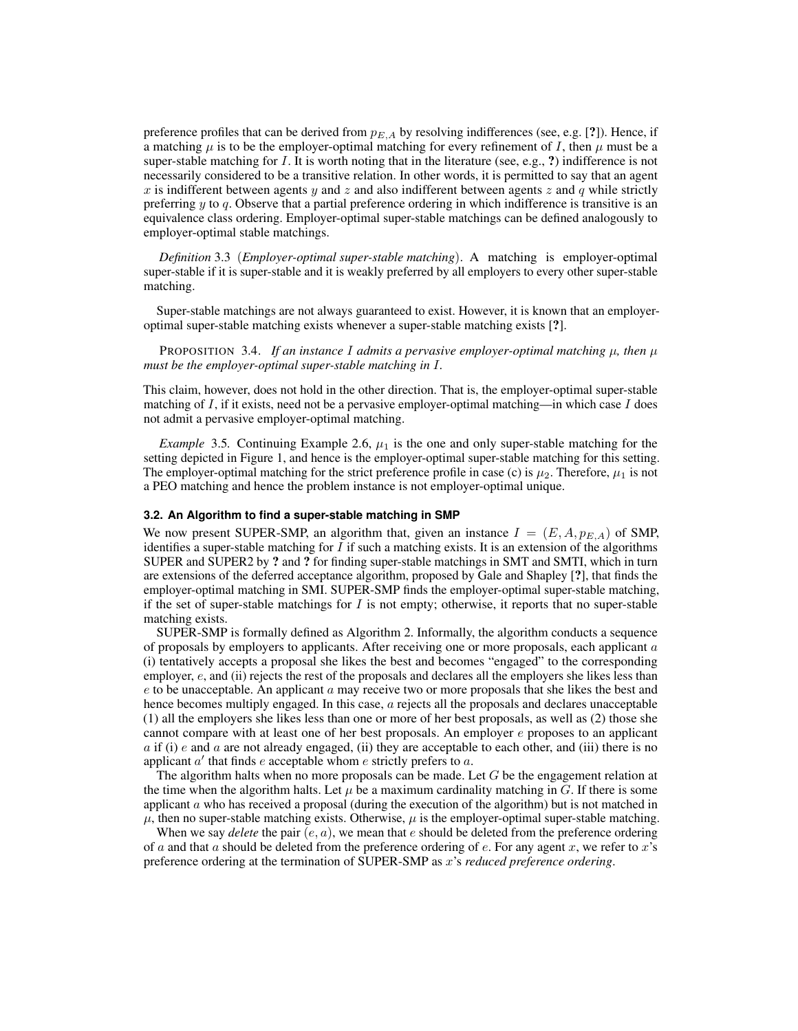preference profiles that can be derived from $p_{E,A}$ by resolving indifferences (see, e.g. [?]). Hence, if a matching $\mu$ is to be the employer-optimal matching for every refinement of $I$, then $\mu$ must be a super-stable matching for $I$. It is worth noting that in the literature (see, e.g., ?) indifference is not necessarily considered to be a transitive relation. In other words, it is permitted to say that an agent $x$ is indifferent between agents $y$ and $z$ and also indifferent between agents $z$ and $q$ while strictly preferring $y$ to $q$. Observe that a partial preference ordering in which indifference is transitive is an equivalence class ordering. Employer-optimal super-stable matchings can be defined analogously to employer-optimal stable matchings.

*Definition* 3.3 (*Employer-optimal super-stable matching*). A matching is employer-optimal super-stable if it is super-stable and it is weakly preferred by all employers to every other super-stable matching.

Super-stable matchings are not always guaranteed to exist. However, it is known that an employer-optimal super-stable matching exists whenever a super-stable matching exists [?].

PROPOSITION 3.4. *If an instance $I$ admits a pervasive employer-optimal matching $\mu$, then $\mu$ must be the employer-optimal super-stable matching in $I$.*

This claim, however, does not hold in the other direction. That is, the employer-optimal super-stable matching of $I$, if it exists, need not be a pervasive employer-optimal matching—in which case $I$ does not admit a pervasive employer-optimal matching.

*Example* 3.5. Continuing Example 2.6, $\mu_1$ is the one and only super-stable matching for the setting depicted in Figure 1, and hence is the employer-optimal super-stable matching for this setting. The employer-optimal matching for the strict preference profile in case (c) is $\mu_2$. Therefore, $\mu_1$ is not a PEO matching and hence the problem instance is not employer-optimal unique.

### 3.2. An Algorithm to find a super-stable matching in SMP

We now present SUPER-SMP, an algorithm that, given an instance $I = (E, A, p_{E,A})$ of SMP, identifies a super-stable matching for $I$ if such a matching exists. It is an extension of the algorithms SUPER and SUPER2 by **?** and **?** for finding super-stable matchings in SMT and SMTI, which in turn are extensions of the deferred acceptance algorithm, proposed by Gale and Shapley [**?**], that finds the employer-optimal matching in SMI. SUPER-SMP finds the employer-optimal super-stable matching, if the set of super-stable matchings for $I$ is not empty; otherwise, it reports that no super-stable matching exists.

SUPER-SMP is formally defined as Algorithm 2. Informally, the algorithm conducts a sequence of proposals by employers to applicants. After receiving one or more proposals, each applicant $a$ (i) tentatively accepts a proposal she likes the best and becomes "engaged" to the corresponding employer, $e$, and (ii) rejects the rest of the proposals and declares all the employers she likes less than $e$ to be unacceptable. An applicant $a$ may receive two or more proposals that she likes the best and hence becomes multiply engaged. In this case, $a$ rejects all the proposals and declares unacceptable (1) all the employers she likes less than one or more of her best proposals, as well as (2) those she cannot compare with at least one of her best proposals. An employer $e$ proposes to an applicant $a$ if (i) $e$ and $a$ are not already engaged, (ii) they are acceptable to each other, and (iii) there is no applicant $a'$ that finds $e$ acceptable whom $e$ strictly prefers to $a$.

The algorithm halts when no more proposals can be made. Let $G$ be the engagement relation at the time when the algorithm halts. Let $\mu$ be a maximum cardinality matching in $G$. If there is some applicant $a$ who has received a proposal (during the execution of the algorithm) but is not matched in $\mu$, then no super-stable matching exists. Otherwise, $\mu$ is the employer-optimal super-stable matching.

When we say *delete* the pair $(e, a)$, we mean that $e$ should be deleted from the preference ordering of $a$ and that $a$ should be deleted from the preference ordering of $e$. For any agent $x$, we refer to $x$'s preference ordering at the termination of SUPER-SMP as $x$'s *reduced preference ordering*.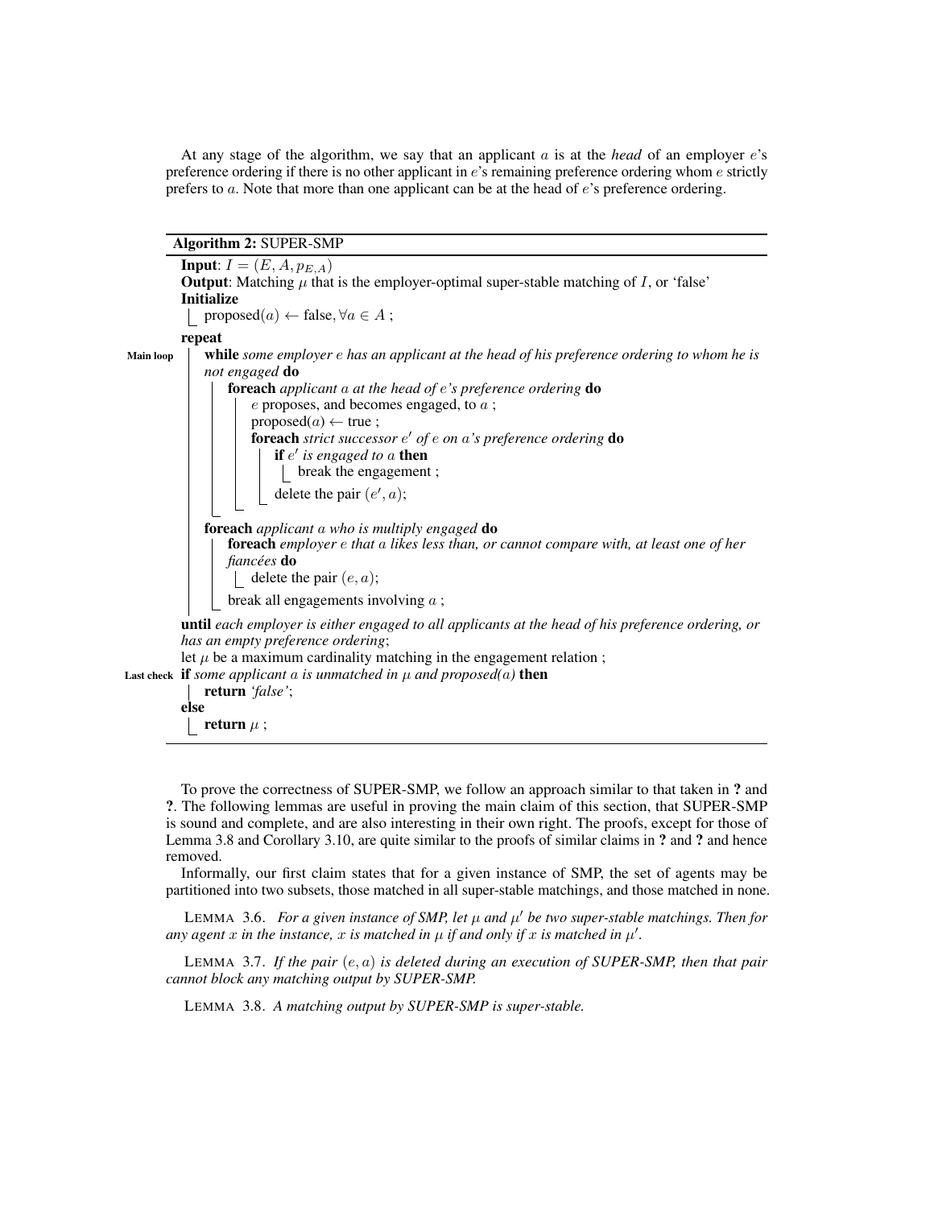At any stage of the algorithm, we say that an applicant $a$ is at the *head* of an employer $e$'s preference ordering if there is no other applicant in $e$'s remaining preference ordering whom $e$ strictly prefers to $a$. Note that more than one applicant can be at the head of $e$'s preference ordering.

**Algorithm 2:** SUPER-SMP

```
Input: I = (E, A, p_{E,A})
Output: Matching μ that is the employer-optimal super-stable matching of I, or 'false'
Initialize
    proposed(a) ← false, ∀a ∈ A ;
repeat
Main loop
    while some employer e has an applicant at the head of his preference ordering to whom he is
    not engaged do
        foreach applicant a at the head of e's preference ordering do
            e proposes, and becomes engaged, to a ;
            proposed(a) ← true ;
            foreach strict successor e' of e on a's preference ordering do
                if e' is engaged to a then
                    break the engagement ;
                delete the pair (e', a);
    foreach applicant a who is multiply engaged do
        foreach employer e that a likes less than, or cannot compare with, at least one of her
        fiancées do
            delete the pair (e, a);
        break all engagements involving a ;
until each employer is either engaged to all applicants at the head of his preference ordering, or
has an empty preference ordering;
let μ be a maximum cardinality matching in the engagement relation ;
Last check
if some applicant a is unmatched in μ and proposed(a) then
    return 'false';
else
    return μ ;
```

To prove the correctness of SUPER-SMP, we follow an approach similar to that taken in **?** and **?**. The following lemmas are useful in proving the main claim of this section, that SUPER-SMP is sound and complete, and are also interesting in their own right. The proofs, except for those of Lemma 3.8 and Corollary 3.10, are quite similar to the proofs of similar claims in **?** and **?** and hence removed.

Informally, our first claim states that for a given instance of SMP, the set of agents may be partitioned into two subsets, those matched in all super-stable matchings, and those matched in none.

LEMMA 3.6. *For a given instance of SMP, let $\mu$ and $\mu'$ be two super-stable matchings. Then for any agent $x$ in the instance, $x$ is matched in $\mu$ if and only if $x$ is matched in $\mu'$.*

LEMMA 3.7. *If the pair $(e, a)$ is deleted during an execution of SUPER-SMP, then that pair cannot block any matching output by SUPER-SMP.*

LEMMA 3.8. *A matching output by SUPER-SMP is super-stable.*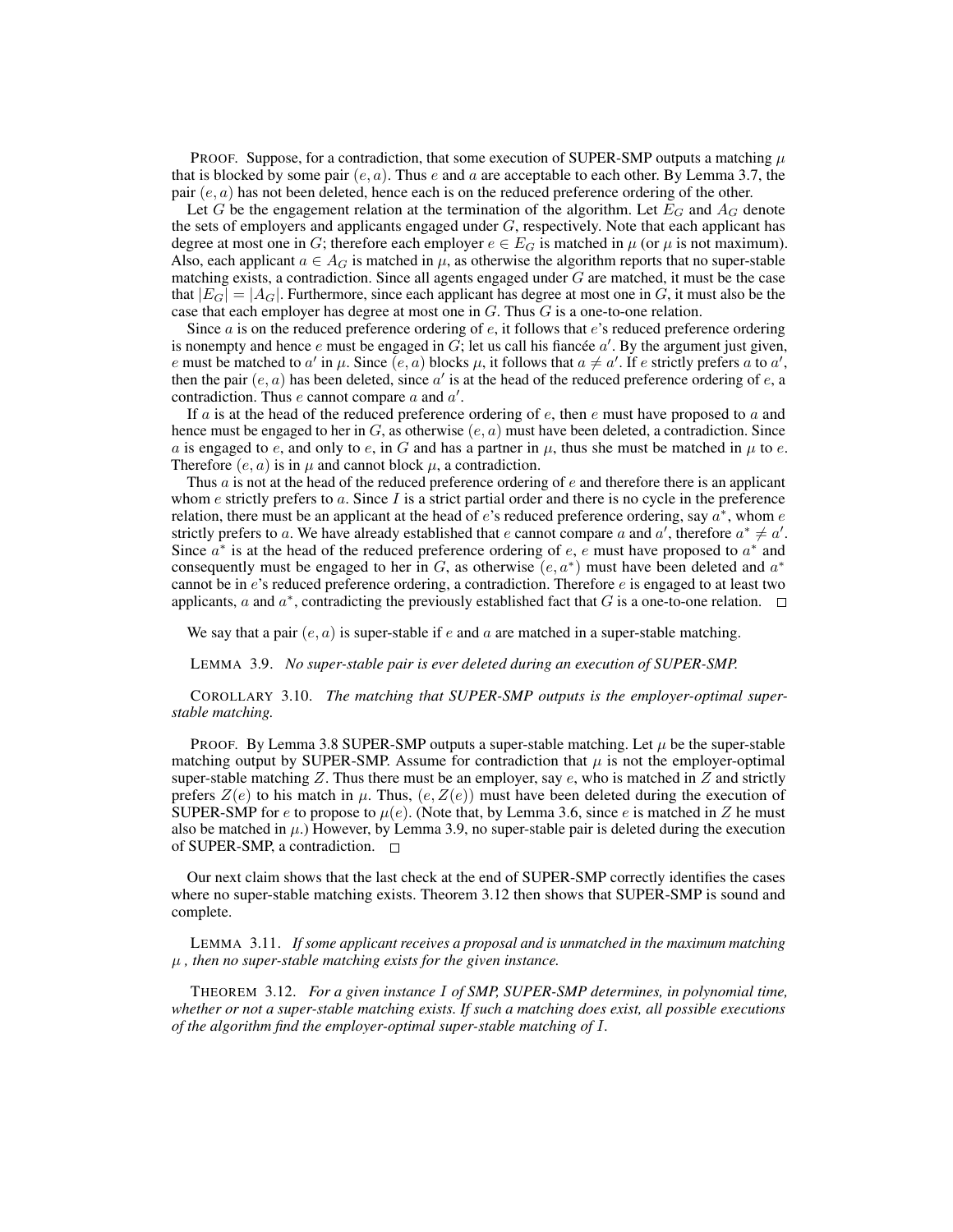PROOF. Suppose, for a contradiction, that some execution of SUPER-SMP outputs a matching $\mu$ that is blocked by some pair $(e, a)$. Thus $e$ and $a$ are acceptable to each other. By Lemma 3.7, the pair $(e, a)$ has not been deleted, hence each is on the reduced preference ordering of the other.

Let $G$ be the engagement relation at the termination of the algorithm. Let $E_G$ and $A_G$ denote the sets of employers and applicants engaged under $G$, respectively. Note that each applicant has degree at most one in $G$; therefore each employer $e \in E_G$ is matched in $\mu$ (or $\mu$ is not maximum). Also, each applicant $a \in A_G$ is matched in $\mu$, as otherwise the algorithm reports that no super-stable matching exists, a contradiction. Since all agents engaged under $G$ are matched, it must be the case that $|E_G| = |A_G|$. Furthermore, since each applicant has degree at most one in $G$, it must also be the case that each employer has degree at most one in $G$. Thus $G$ is a one-to-one relation.

Since $a$ is on the reduced preference ordering of $e$, it follows that $e$'s reduced preference ordering is nonempty and hence $e$ must be engaged in $G$; let us call his fiancée $a'$. By the argument just given, $e$ must be matched to $a'$ in $\mu$. Since $(e, a)$ blocks $\mu$, it follows that $a \neq a'$. If $e$ strictly prefers $a$ to $a'$, then the pair $(e, a)$ has been deleted, since $a'$ is at the head of the reduced preference ordering of $e$, a contradiction. Thus $e$ cannot compare $a$ and $a'$.

If $a$ is at the head of the reduced preference ordering of $e$, then $e$ must have proposed to $a$ and hence must be engaged to her in $G$, as otherwise $(e, a)$ must have been deleted, a contradiction. Since $a$ is engaged to $e$, and only to $e$, in $G$ and has a partner in $\mu$, thus she must be matched in $\mu$ to $e$. Therefore $(e, a)$ is in $\mu$ and cannot block $\mu$, a contradiction.

Thus $a$ is not at the head of the reduced preference ordering of $e$ and therefore there is an applicant whom $e$ strictly prefers to $a$. Since $I$ is a strict partial order and there is no cycle in the preference relation, there must be an applicant at the head of $e$'s reduced preference ordering, say $a^*$, whom $e$ strictly prefers to $a$. We have already established that $e$ cannot compare $a$ and $a'$, therefore $a^* \neq a'$. Since $a^*$ is at the head of the reduced preference ordering of $e$, $e$ must have proposed to $a^*$ and consequently must be engaged to her in $G$, as otherwise $(e, a^*)$ must have been deleted and $a^*$ cannot be in $e$'s reduced preference ordering, a contradiction. Therefore $e$ is engaged to at least two applicants, $a$ and $a^*$, contradicting the previously established fact that $G$ is a one-to-one relation. □

We say that a pair $(e, a)$ is super-stable if $e$ and $a$ are matched in a super-stable matching.

LEMMA 3.9. *No super-stable pair is ever deleted during an execution of SUPER-SMP.*

COROLLARY 3.10. *The matching that SUPER-SMP outputs is the employer-optimal super-stable matching.*

PROOF. By Lemma 3.8 SUPER-SMP outputs a super-stable matching. Let $\mu$ be the super-stable matching output by SUPER-SMP. Assume for contradiction that $\mu$ is not the employer-optimal super-stable matching $Z$. Thus there must be an employer, say $e$, who is matched in $Z$ and strictly prefers $Z(e)$ to his match in $\mu$. Thus, $(e, Z(e))$ must have been deleted during the execution of SUPER-SMP for $e$ to propose to $\mu(e)$. (Note that, by Lemma 3.6, since $e$ is matched in $Z$ he must also be matched in $\mu$.) However, by Lemma 3.9, no super-stable pair is deleted during the execution of SUPER-SMP, a contradiction. □

Our next claim shows that the last check at the end of SUPER-SMP correctly identifies the cases where no super-stable matching exists. Theorem 3.12 then shows that SUPER-SMP is sound and complete.

LEMMA 3.11. *If some applicant receives a proposal and is unmatched in the maximum matching $\mu$ , then no super-stable matching exists for the given instance.*

THEOREM 3.12. *For a given instance $I$ of SMP, SUPER-SMP determines, in polynomial time, whether or not a super-stable matching exists. If such a matching does exist, all possible executions of the algorithm find the employer-optimal super-stable matching of $I$.*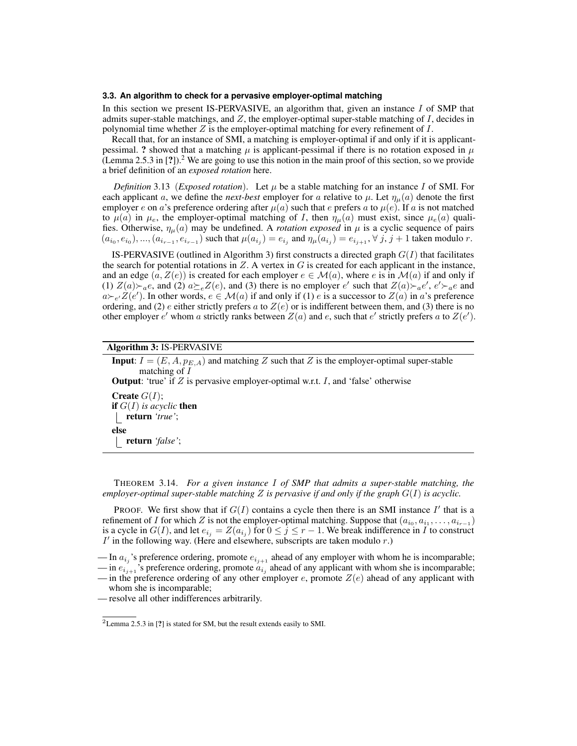### 3.3. An algorithm to check for a pervasive employer-optimal matching

In this section we present IS-PERVASIVE, an algorithm that, given an instance $I$ of SMP that admits super-stable matchings, and $Z$, the employer-optimal super-stable matching of $I$, decides in polynomial time whether $Z$ is the employer-optimal matching for every refinement of $I$.

Recall that, for an instance of SMI, a matching is employer-optimal if and only if it is applicant-pessimal. **?** showed that a matching $\mu$ is applicant-pessimal if there is no rotation exposed in $\mu$ (Lemma 2.5.3 in [**?**]).[2] We are going to use this notion in the main proof of this section, so we provide a brief definition of an *exposed rotation* here.

*Definition* 3.13 (*Exposed rotation*). Let $\mu$ be a stable matching for an instance $I$ of SMI. For each applicant $a$, we define the *next-best* employer for $a$ relative to $\mu$. Let $\eta_\mu(a)$ denote the first employer $e$ on $a$'s preference ordering after $\mu(a)$ such that $e$ prefers $a$ to $\mu(e)$. If $a$ is not matched to $\mu(a)$ in $\mu_e$, the employer-optimal matching of $I$, then $\eta_\mu(a)$ must exist, since $\mu_e(a)$ qualifies. Otherwise, $\eta_\mu(a)$ may be undefined. A *rotation exposed* in $\mu$ is a cyclic sequence of pairs $(a_{i_0}, e_{i_0}), ..., (a_{i_{r-1}}, e_{i_{r-1}})$ such that $\mu(a_{i_j}) = e_{i_j}$ and $\eta_\mu(a_{i_j}) = e_{i_{j+1}}$, $\forall\ j, j+1$ taken modulo $r$.

IS-PERVASIVE (outlined in Algorithm 3) first constructs a directed graph $G(I)$ that facilitates the search for potential rotations in $Z$. A vertex in $G$ is created for each applicant in the instance, and an edge $(a, Z(e))$ is created for each employer $e \in \mathcal{M}(a)$, where $e$ is in $\mathcal{M}(a)$ if and only if (1) $Z(a) \succ_a e$, and (2) $a \succeq_e Z(e)$, and (3) there is no employer $e'$ such that $Z(a) \succ_a e'$, $e' \succ_a e$ and $a \succ_{e'} Z(e')$. In other words, $e \in \mathcal{M}(a)$ if and only if (1) $e$ is a successor to $Z(a)$ in $a$'s preference ordering, and (2) $e$ either strictly prefers $a$ to $Z(e)$ or is indifferent between them, and (3) there is no other employer $e'$ whom $a$ strictly ranks between $Z(a)$ and $e$, such that $e'$ strictly prefers $a$ to $Z(e')$.

```
Algorithm 3: IS-PERVASIVE
Input: I = (E, A, p_{E,A}) and matching Z such that Z is the employer-optimal super-stable
       matching of I
Output: 'true' if Z is pervasive employer-optimal w.r.t. I, and 'false' otherwise
Create G(I);
if G(I) is acyclic then
    return 'true';
else
    return 'false';
```

THEOREM 3.14. *For a given instance $I$ of SMP that admits a super-stable matching, the employer-optimal super-stable matching $Z$ is pervasive if and only if the graph $G(I)$ is acyclic.*

PROOF. We first show that if $G(I)$ contains a cycle then there is an SMI instance $I'$ that is a refinement of $I$ for which $Z$ is not the employer-optimal matching. Suppose that $(a_{i_0}, a_{i_1}, \ldots, a_{i_{r-1}})$ is a cycle in $G(I)$, and let $e_{i_j} = Z(a_{i_j})$ for $0 \leq j \leq r-1$. We break indifference in $I$ to construct $I'$ in the following way. (Here and elsewhere, subscripts are taken modulo $r$.)

— In $a_{i_j}$'s preference ordering, promote $e_{i_{j+1}}$ ahead of any employer with whom he is incomparable;
— in $e_{i_{j+1}}$'s preference ordering, promote $a_{i_j}$ ahead of any applicant with whom she is incomparable;
— in the preference ordering of any other employer $e$, promote $Z(e)$ ahead of any applicant with whom she is incomparable;
— resolve all other indifferences arbitrarily.

[2] Lemma 2.5.3 in [**?**] is stated for SM, but the result extends easily to SMI.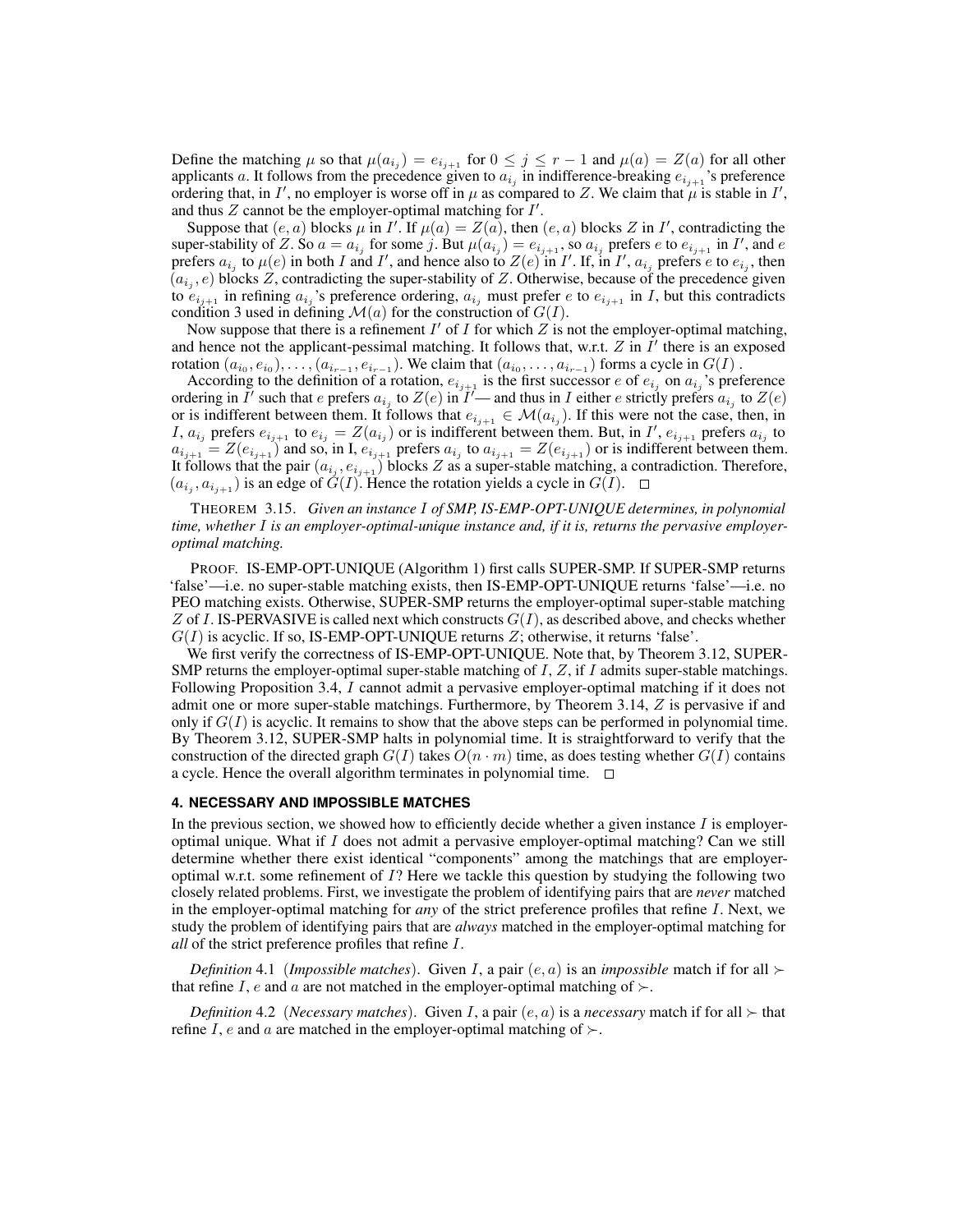Define the matching $\mu$ so that $\mu(a_{i_j}) = e_{i_{j+1}}$ for $0 \leq j \leq r-1$ and $\mu(a) = Z(a)$ for all other applicants $a$. It follows from the precedence given to $a_{i_j}$ in indifference-breaking $e_{i_{j+1}}$'s preference ordering that, in $I'$, no employer is worse off in $\mu$ as compared to $Z$. We claim that $\mu$ is stable in $I'$, and thus $Z$ cannot be the employer-optimal matching for $I'$.

Suppose that $(e, a)$ blocks $\mu$ in $I'$. If $\mu(a) = Z(a)$, then $(e, a)$ blocks $Z$ in $I'$, contradicting the super-stability of $Z$. So $a = a_{i_j}$ for some $j$. But $\mu(a_{i_j}) = e_{i_{j+1}}$, so $a_{i_j}$ prefers $e$ to $e_{i_{j+1}}$ in $I'$, and $e$ prefers $a_{i_j}$ to $\mu(e)$ in both $I$ and $I'$, and hence also to $Z(e)$ in $I'$. If, in $I'$, $a_{i_j}$ prefers $e$ to $e_{i_j}$, then $(a_{i_j}, e)$ blocks $Z$, contradicting the super-stability of $Z$. Otherwise, because of the precedence given to $e_{i_{j+1}}$ in refining $a_{i_j}$'s preference ordering, $a_{i_j}$ must prefer $e$ to $e_{i_{j+1}}$ in $I$, but this contradicts condition 3 used in defining $\mathcal{M}(a)$ for the construction of $G(I)$.

Now suppose that there is a refinement $I'$ of $I$ for which $Z$ is not the employer-optimal matching, and hence not the applicant-pessimal matching. It follows that, w.r.t. $Z$ in $I'$ there is an exposed rotation $(a_{i_0}, e_{i_0}), \ldots, (a_{i_{r-1}}, e_{i_{r-1}})$. We claim that $(a_{i_0}, \ldots, a_{i_{r-1}})$ forms a cycle in $G(I)$.

According to the definition of a rotation, $e_{i_{j+1}}$ is the first successor $e$ of $e_{i_j}$ on $a_{i_j}$'s preference ordering in $I'$ such that $e$ prefers $a_{i_j}$ to $Z(e)$ in $I'$— and thus in $I$ either $e$ strictly prefers $a_{i_j}$ to $Z(e)$ or is indifferent between them. It follows that $e_{i_{j+1}} \in \mathcal{M}(a_{i_j})$. If this were not the case, then, in $I$, $a_{i_j}$ prefers $e_{i_{j+1}}$ to $e_{i_j} = Z(a_{i_j})$ or is indifferent between them. But, in $I'$, $e_{i_{j+1}}$ prefers $a_{i_j}$ to $a_{i_{j+1}} = Z(e_{i_{j+1}})$ and so, in I, $e_{i_{j+1}}$ prefers $a_{i_j}$ to $a_{i_{j+1}} = Z(e_{i_{j+1}})$ or is indifferent between them. It follows that the pair $(a_{i_j}, e_{i_{j+1}})$ blocks $Z$ as a super-stable matching, a contradiction. Therefore, $(a_{i_j}, a_{i_{j+1}})$ is an edge of $G(I)$. Hence the rotation yields a cycle in $G(I)$. □

THEOREM 3.15. *Given an instance $I$ of SMP, IS-EMP-OPT-UNIQUE determines, in polynomial time, whether $I$ is an employer-optimal-unique instance and, if it is, returns the pervasive employer-optimal matching.*

PROOF. IS-EMP-OPT-UNIQUE (Algorithm 1) first calls SUPER-SMP. If SUPER-SMP returns 'false'—i.e. no super-stable matching exists, then IS-EMP-OPT-UNIQUE returns 'false'—i.e. no PEO matching exists. Otherwise, SUPER-SMP returns the employer-optimal super-stable matching $Z$ of $I$. IS-PERVASIVE is called next which constructs $G(I)$, as described above, and checks whether $G(I)$ is acyclic. If so, IS-EMP-OPT-UNIQUE returns $Z$; otherwise, it returns 'false'.

We first verify the correctness of IS-EMP-OPT-UNIQUE. Note that, by Theorem 3.12, SUPER-SMP returns the employer-optimal super-stable matching of $I$, $Z$, if $I$ admits super-stable matchings. Following Proposition 3.4, $I$ cannot admit a pervasive employer-optimal matching if it does not admit one or more super-stable matchings. Furthermore, by Theorem 3.14, $Z$ is pervasive if and only if $G(I)$ is acyclic. It remains to show that the above steps can be performed in polynomial time. By Theorem 3.12, SUPER-SMP halts in polynomial time. It is straightforward to verify that the construction of the directed graph $G(I)$ takes $O(n \cdot m)$ time, as does testing whether $G(I)$ contains a cycle. Hence the overall algorithm terminates in polynomial time. □

## 4. NECESSARY AND IMPOSSIBLE MATCHES

In the previous section, we showed how to efficiently decide whether a given instance $I$ is employer-optimal unique. What if $I$ does not admit a pervasive employer-optimal matching? Can we still determine whether there exist identical "components" among the matchings that are employer-optimal w.r.t. some refinement of $I$? Here we tackle this question by studying the following two closely related problems. First, we investigate the problem of identifying pairs that are *never* matched in the employer-optimal matching for *any* of the strict preference profiles that refine $I$. Next, we study the problem of identifying pairs that are *always* matched in the employer-optimal matching for *all* of the strict preference profiles that refine $I$.

*Definition* 4.1 (*Impossible matches*). Given $I$, a pair $(e, a)$ is an *impossible* match if for all $\succ$ that refine $I$, $e$ and $a$ are not matched in the employer-optimal matching of $\succ$.

*Definition* 4.2 (*Necessary matches*). Given $I$, a pair $(e, a)$ is a *necessary* match if for all $\succ$ that refine $I$, $e$ and $a$ are matched in the employer-optimal matching of $\succ$.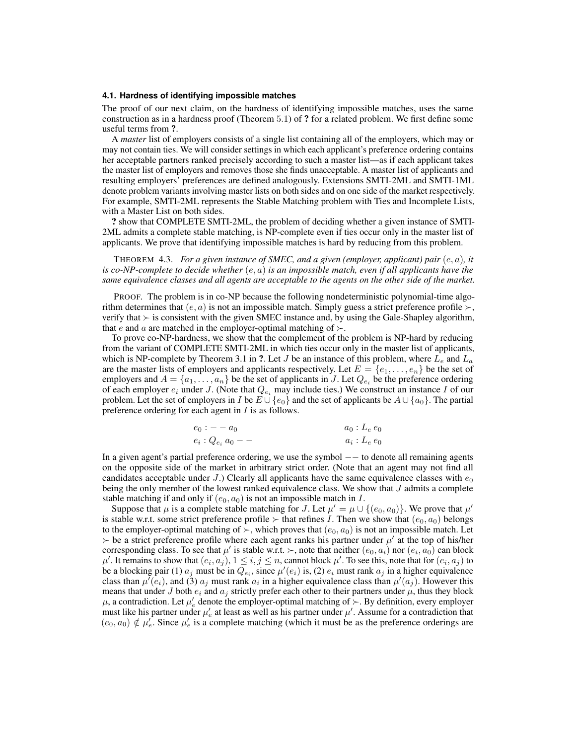### 4.1. Hardness of identifying impossible matches

The proof of our next claim, on the hardness of identifying impossible matches, uses the same construction as in a hardness proof (Theorem 5.1) of **?** for a related problem. We first define some useful terms from **?**.

A *master* list of employers consists of a single list containing all of the employers, which may or may not contain ties. We will consider settings in which each applicant's preference ordering contains her acceptable partners ranked precisely according to such a master list—as if each applicant takes the master list of employers and removes those she finds unacceptable. A master list of applicants and resulting employers' preferences are defined analogously. Extensions SMTI-2ML and SMTI-1ML denote problem variants involving master lists on both sides and on one side of the market respectively. For example, SMTI-2ML represents the Stable Matching problem with Ties and Incomplete Lists, with a Master List on both sides.

**?** show that COMPLETE SMTI-2ML, the problem of deciding whether a given instance of SMTI-2ML admits a complete stable matching, is NP-complete even if ties occur only in the master list of applicants. We prove that identifying impossible matches is hard by reducing from this problem.

THEOREM 4.3. *For a given instance of SMEC, and a given (employer, applicant) pair $(e, a)$, it is co-NP-complete to decide whether $(e, a)$ is an impossible match, even if all applicants have the same equivalence classes and all agents are acceptable to the agents on the other side of the market.*

PROOF. The problem is in co-NP because the following nondeterministic polynomial-time algorithm determines that $(e, a)$ is not an impossible match. Simply guess a strict preference profile $\succ$, verify that $\succ$ is consistent with the given SMEC instance and, by using the Gale-Shapley algorithm, that $e$ and $a$ are matched in the employer-optimal matching of $\succ$.

To prove co-NP-hardness, we show that the complement of the problem is NP-hard by reducing from the variant of COMPLETE SMTI-2ML in which ties occur only in the master list of applicants, which is NP-complete by Theorem 3.1 in **?**. Let $J$ be an instance of this problem, where $L_e$ and $L_a$ are the master lists of employers and applicants respectively. Let $E = \{e_1, \ldots, e_n\}$ be the set of employers and $A = \{a_1, \ldots, a_n\}$ be the set of applicants in $J$. Let $Q_{e_i}$ be the preference ordering of each employer $e_i$ under $J$. (Note that $Q_{e_i}$ may include ties.) We construct an instance $I$ of our problem. Let the set of employers in $I$ be $E \cup \{e_0\}$ and the set of applicants be $A \cup \{a_0\}$. The partial preference ordering for each agent in $I$ is as follows.

$$
\begin{array}{ll}
e_0 : -- \; a_0 & \qquad a_0 : L_e \; e_0 \\
e_i : Q_{e_i} \; a_0 \; -- & \qquad a_i : L_e \; e_0
\end{array}
$$

In a given agent's partial preference ordering, we use the symbol $--$ to denote all remaining agents on the opposite side of the market in arbitrary strict order. (Note that an agent may not find all candidates acceptable under $J$.) Clearly all applicants have the same equivalence classes with $e_0$ being the only member of the lowest ranked equivalence class. We show that $J$ admits a complete stable matching if and only if $(e_0, a_0)$ is not an impossible match in $I$.

Suppose that $\mu$ is a complete stable matching for $J$. Let $\mu' = \mu \cup \{(e_0, a_0)\}$. We prove that $\mu'$ is stable w.r.t. some strict preference profile $\succ$ that refines $I$. Then we show that $(e_0, a_0)$ belongs to the employer-optimal matching of $\succ$, which proves that $(e_0, a_0)$ is not an impossible match. Let $\succ$ be a strict preference profile where each agent ranks his partner under $\mu'$ at the top of his/her corresponding class. To see that $\mu'$ is stable w.r.t. $\succ$, note that neither $(e_0, a_i)$ nor $(e_i, a_0)$ can block $\mu'$. It remains to show that $(e_i, a_j)$, $1 \le i, j \le n$, cannot block $\mu'$. To see this, note that for $(e_i, a_j)$ to be a blocking pair (1) $a_j$ must be in $Q_{e_i}$, since $\mu'(e_i)$ is, (2) $e_i$ must rank $a_j$ in a higher equivalence class than $\mu'(e_i)$, and (3) $a_j$ must rank $a_i$ in a higher equivalence class than $\mu'(a_j)$. However this means that under $J$ both $e_i$ and $a_j$ strictly prefer each other to their partners under $\mu$, thus they block $\mu$, a contradiction. Let $\mu'_e$ denote the employer-optimal matching of $\succ$. By definition, every employer must like his partner under $\mu'_e$ at least as well as his partner under $\mu'$. Assume for a contradiction that $(e_0, a_0) \notin \mu'_e$. Since $\mu'_e$ is a complete matching (which it must be as the preference orderings are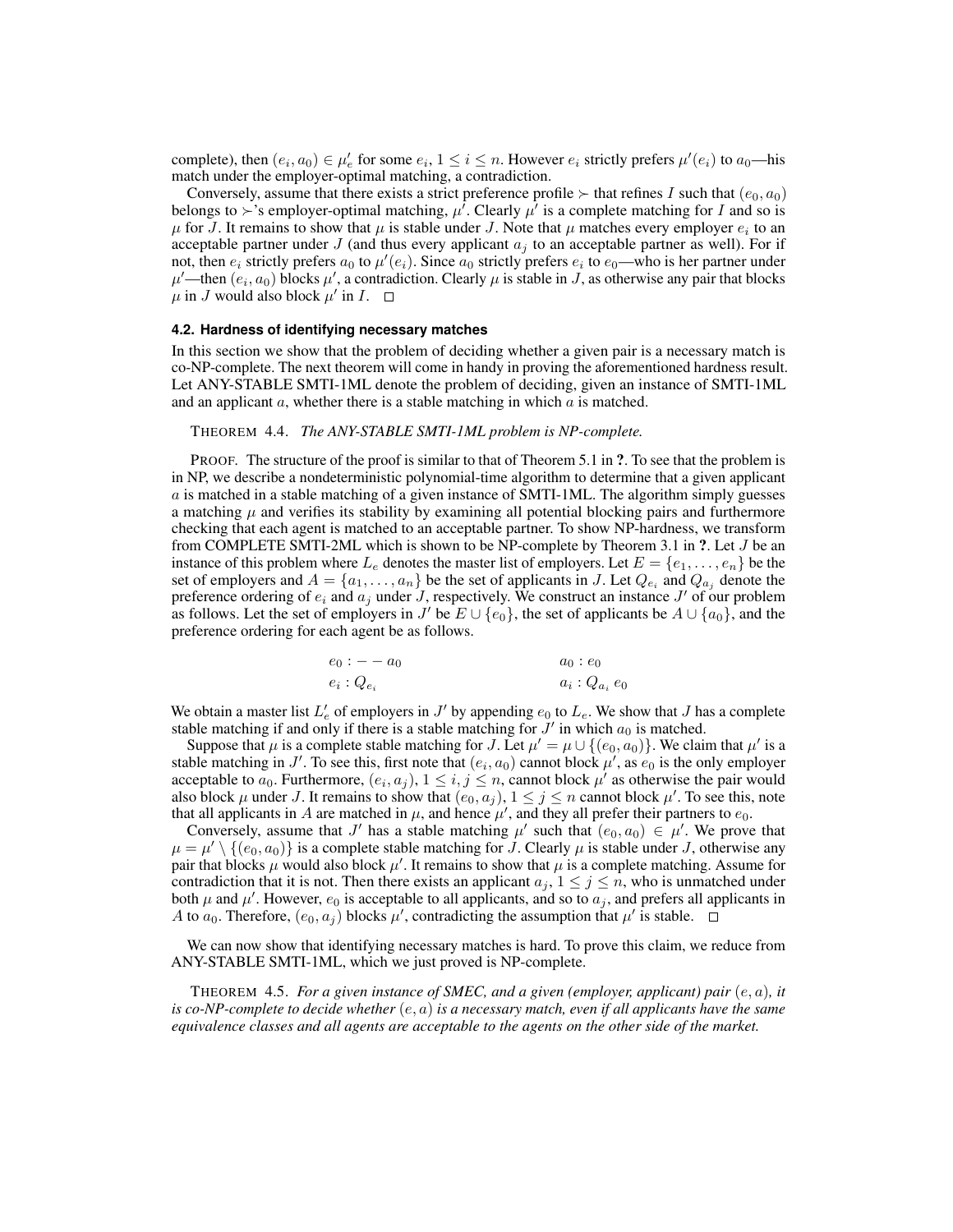complete), then $(e_i, a_0) \in \mu'_e$ for some $e_i$, $1 \leq i \leq n$. However $e_i$ strictly prefers $\mu'(e_i)$ to $a_0$—his match under the employer-optimal matching, a contradiction.

Conversely, assume that there exists a strict preference profile $\succ$ that refines $I$ such that $(e_0, a_0)$ belongs to $\succ$'s employer-optimal matching, $\mu'$. Clearly $\mu'$ is a complete matching for $I$ and so is $\mu$ for $J$. It remains to show that $\mu$ is stable under $J$. Note that $\mu$ matches every employer $e_i$ to an acceptable partner under $J$ (and thus every applicant $a_j$ to an acceptable partner as well). For if not, then $e_i$ strictly prefers $a_0$ to $\mu'(e_i)$. Since $a_0$ strictly prefers $e_i$ to $e_0$—who is her partner under $\mu'$—then $(e_i, a_0)$ blocks $\mu'$, a contradiction. Clearly $\mu$ is stable in $J$, as otherwise any pair that blocks $\mu$ in $J$ would also block $\mu'$ in $I$. □

### 4.2. Hardness of identifying necessary matches

In this section we show that the problem of deciding whether a given pair is a necessary match is co-NP-complete. The next theorem will come in handy in proving the aforementioned hardness result. Let ANY-STABLE SMTI-1ML denote the problem of deciding, given an instance of SMTI-1ML and an applicant $a$, whether there is a stable matching in which $a$ is matched.

THEOREM 4.4. *The ANY-STABLE SMTI-1ML problem is NP-complete.*

PROOF. The structure of the proof is similar to that of Theorem 5.1 in **?**. To see that the problem is in NP, we describe a nondeterministic polynomial-time algorithm to determine that a given applicant $a$ is matched in a stable matching of a given instance of SMTI-1ML. The algorithm simply guesses a matching $\mu$ and verifies its stability by examining all potential blocking pairs and furthermore checking that each agent is matched to an acceptable partner. To show NP-hardness, we transform from COMPLETE SMTI-2ML which is shown to be NP-complete by Theorem 3.1 in **?**. Let $J$ be an instance of this problem where $L_e$ denotes the master list of employers. Let $E = \{e_1, \ldots, e_n\}$ be the set of employers and $A = \{a_1, \ldots, a_n\}$ be the set of applicants in $J$. Let $Q_{e_i}$ and $Q_{a_j}$ denote the preference ordering of $e_i$ and $a_j$ under $J$, respectively. We construct an instance $J'$ of our problem as follows. Let the set of employers in $J'$ be $E \cup \{e_0\}$, the set of applicants be $A \cup \{a_0\}$, and the preference ordering for each agent be as follows.

$$
\begin{array}{ll}
e_0 : - - a_0 & \qquad a_0 : e_0 \\
e_i : Q_{e_i} & \qquad a_i : Q_{a_i}\ e_0
\end{array}
$$

We obtain a master list $L'_e$ of employers in $J'$ by appending $e_0$ to $L_e$. We show that $J$ has a complete stable matching if and only if there is a stable matching for $J'$ in which $a_0$ is matched.

Suppose that $\mu$ is a complete stable matching for $J$. Let $\mu' = \mu \cup \{(e_0, a_0)\}$. We claim that $\mu'$ is a stable matching in $J'$. To see this, first note that $(e_i, a_0)$ cannot block $\mu'$, as $e_0$ is the only employer acceptable to $a_0$. Furthermore, $(e_i, a_j)$, $1 \leq i, j \leq n$, cannot block $\mu'$ as otherwise the pair would also block $\mu$ under $J$. It remains to show that $(e_0, a_j)$, $1 \leq j \leq n$ cannot block $\mu'$. To see this, note that all applicants in $A$ are matched in $\mu$, and hence $\mu'$, and they all prefer their partners to $e_0$.

Conversely, assume that $J'$ has a stable matching $\mu'$ such that $(e_0, a_0) \in \mu'$. We prove that $\mu = \mu' \setminus \{(e_0, a_0)\}$ is a complete stable matching for $J$. Clearly $\mu$ is stable under $J$, otherwise any pair that blocks $\mu$ would also block $\mu'$. It remains to show that $\mu$ is a complete matching. Assume for contradiction that it is not. Then there exists an applicant $a_j$, $1 \leq j \leq n$, who is unmatched under both $\mu$ and $\mu'$. However, $e_0$ is acceptable to all applicants, and so to $a_j$, and prefers all applicants in $A$ to $a_0$. Therefore, $(e_0, a_j)$ blocks $\mu'$, contradicting the assumption that $\mu'$ is stable. □

We can now show that identifying necessary matches is hard. To prove this claim, we reduce from ANY-STABLE SMTI-1ML, which we just proved is NP-complete.

THEOREM 4.5. *For a given instance of SMEC, and a given (employer, applicant) pair $(e, a)$, it is co-NP-complete to decide whether $(e, a)$ is a necessary match, even if all applicants have the same equivalence classes and all agents are acceptable to the agents on the other side of the market.*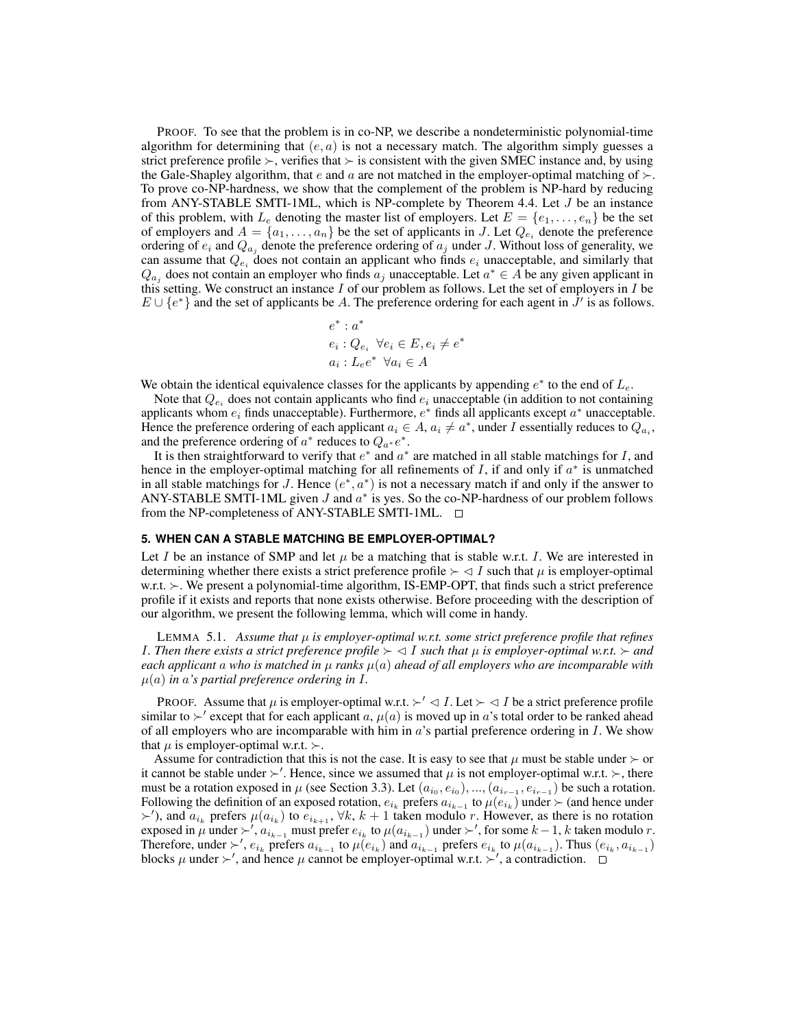PROOF. To see that the problem is in co-NP, we describe a nondeterministic polynomial-time algorithm for determining that $(e, a)$ is not a necessary match. The algorithm simply guesses a strict preference profile $\succ$, verifies that $\succ$ is consistent with the given SMEC instance and, by using the Gale-Shapley algorithm, that $e$ and $a$ are not matched in the employer-optimal matching of $\succ$. To prove co-NP-hardness, we show that the complement of the problem is NP-hard by reducing from ANY-STABLE SMTI-1ML, which is NP-complete by Theorem 4.4. Let $J$ be an instance of this problem, with $L_e$ denoting the master list of employers. Let $E = \{e_1, \ldots, e_n\}$ be the set of employers and $A = \{a_1, \ldots, a_n\}$ be the set of applicants in $J$. Let $Q_{e_i}$ denote the preference ordering of $e_i$ and $Q_{a_j}$ denote the preference ordering of $a_j$ under $J$. Without loss of generality, we can assume that $Q_{e_i}$ does not contain an applicant who finds $e_i$ unacceptable, and similarly that $Q_{a_j}$ does not contain an employer who finds $a_j$ unacceptable. Let $a^* \in A$ be any given applicant in this setting. We construct an instance $I$ of our problem as follows. Let the set of employers in $I$ be $E \cup \{e^*\}$ and the set of applicants be $A$. The preference ordering for each agent in $J'$ is as follows.

$$
\begin{aligned}
&e^* : a^* \\
&e_i : Q_{e_i} \ \ \forall e_i \in E, e_i \neq e^* \\
&a_i : L_e e^* \ \ \forall a_i \in A
\end{aligned}
$$

We obtain the identical equivalence classes for the applicants by appending $e^*$ to the end of $L_e$.

Note that $Q_{e_i}$ does not contain applicants who find $e_i$ unacceptable (in addition to not containing applicants whom $e_i$ finds unacceptable). Furthermore, $e^*$ finds all applicants except $a^*$ unacceptable. Hence the preference ordering of each applicant $a_i \in A$, $a_i \neq a^*$, under $I$ essentially reduces to $Q_{a_i}$, and the preference ordering of $a^*$ reduces to $Q_{a^*}e^*$.

It is then straightforward to verify that $e^*$ and $a^*$ are matched in all stable matchings for $I$, and hence in the employer-optimal matching for all refinements of $I$, if and only if $a^*$ is unmatched in all stable matchings for $J$. Hence $(e^*, a^*)$ is not a necessary match if and only if the answer to ANY-STABLE SMTI-1ML given $J$ and $a^*$ is yes. So the co-NP-hardness of our problem follows from the NP-completeness of ANY-STABLE SMTI-1ML. □

## 5. WHEN CAN A STABLE MATCHING BE EMPLOYER-OPTIMAL?

Let $I$ be an instance of SMP and let $\mu$ be a matching that is stable w.r.t. $I$. We are interested in determining whether there exists a strict preference profile $\succ \lhd I$ such that $\mu$ is employer-optimal w.r.t. $\succ$. We present a polynomial-time algorithm, IS-EMP-OPT, that finds such a strict preference profile if it exists and reports that none exists otherwise. Before proceeding with the description of our algorithm, we present the following lemma, which will come in handy.

LEMMA 5.1. *Assume that $\mu$ is employer-optimal w.r.t. some strict preference profile that refines $I$. Then there exists a strict preference profile $\succ \lhd I$ such that $\mu$ is employer-optimal w.r.t. $\succ$ and each applicant $a$ who is matched in $\mu$ ranks $\mu(a)$ ahead of all employers who are incomparable with $\mu(a)$ in $a$'s partial preference ordering in $I$.*

PROOF. Assume that $\mu$ is employer-optimal w.r.t. $\succ' \lhd I$. Let $\succ \lhd I$ be a strict preference profile similar to $\succ'$ except that for each applicant $a$, $\mu(a)$ is moved up in $a$'s total order to be ranked ahead of all employers who are incomparable with him in $a$'s partial preference ordering in $I$. We show that $\mu$ is employer-optimal w.r.t. $\succ$.

Assume for contradiction that this is not the case. It is easy to see that $\mu$ must be stable under $\succ$ or it cannot be stable under $\succ'$. Hence, since we assumed that $\mu$ is not employer-optimal w.r.t. $\succ$, there must be a rotation exposed in $\mu$ (see Section 3.3). Let $(a_{i_0}, e_{i_0}), ..., (a_{i_{r-1}}, e_{i_{r-1}})$ be such a rotation. Following the definition of an exposed rotation, $e_{i_k}$ prefers $a_{i_{k-1}}$ to $\mu(e_{i_k})$ under $\succ$ (and hence under $\succ'$), and $a_{i_k}$ prefers $\mu(a_{i_k})$ to $e_{i_{k+1}}$, $\forall k$, $k+1$ taken modulo $r$. However, as there is no rotation exposed in $\mu$ under $\succ'$, $a_{i_{k-1}}$ must prefer $e_{i_k}$ to $\mu(a_{i_{k-1}})$ under $\succ'$, for some $k-1$, $k$ taken modulo $r$. Therefore, under $\succ'$, $e_{i_k}$ prefers $a_{i_{k-1}}$ to $\mu(e_{i_k})$ and $a_{i_{k-1}}$ prefers $e_{i_k}$ to $\mu(a_{i_{k-1}})$. Thus $(e_{i_k}, a_{i_{k-1}})$ blocks $\mu$ under $\succ'$, and hence $\mu$ cannot be employer-optimal w.r.t. $\succ'$, a contradiction. □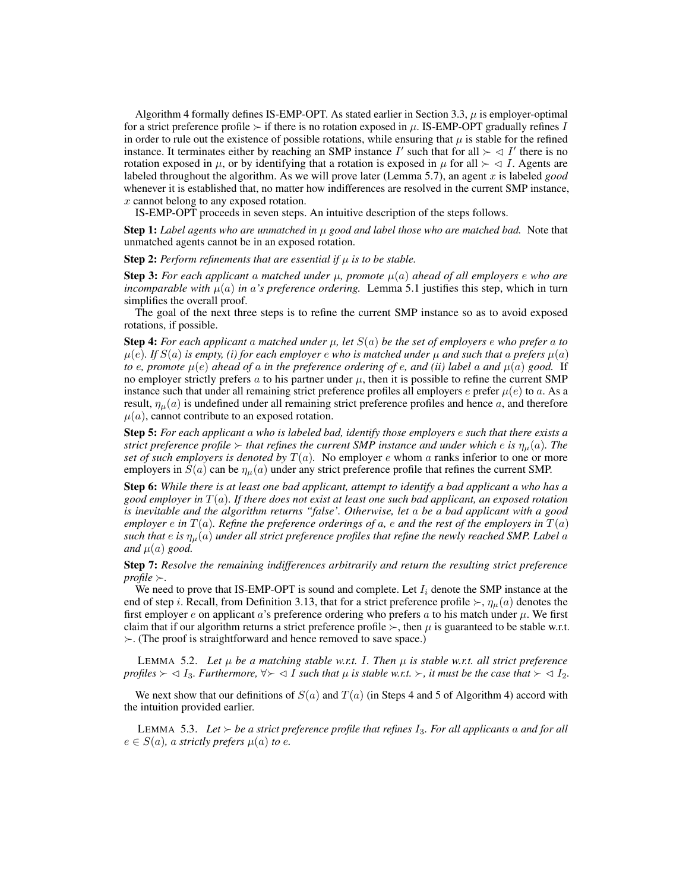Algorithm 4 formally defines IS-EMP-OPT. As stated earlier in Section 3.3, $\mu$ is employer-optimal for a strict preference profile $\succ$ if there is no rotation exposed in $\mu$. IS-EMP-OPT gradually refines $I$ in order to rule out the existence of possible rotations, while ensuring that $\mu$ is stable for the refined instance. It terminates either by reaching an SMP instance $I'$ such that for all $\succ \lhd I'$ there is no rotation exposed in $\mu$, or by identifying that a rotation is exposed in $\mu$ for all $\succ \lhd I$. Agents are labeled throughout the algorithm. As we will prove later (Lemma 5.7), an agent $x$ is labeled *good* whenever it is established that, no matter how indifferences are resolved in the current SMP instance, $x$ cannot belong to any exposed rotation.

IS-EMP-OPT proceeds in seven steps. An intuitive description of the steps follows.

**Step 1:** *Label agents who are unmatched in $\mu$ good and label those who are matched bad.* Note that unmatched agents cannot be in an exposed rotation.

**Step 2:** *Perform refinements that are essential if $\mu$ is to be stable.*

**Step 3:** *For each applicant $a$ matched under $\mu$, promote $\mu(a)$ ahead of all employers $e$ who are incomparable with $\mu(a)$ in $a$'s preference ordering.* Lemma 5.1 justifies this step, which in turn simplifies the overall proof.

The goal of the next three steps is to refine the current SMP instance so as to avoid exposed rotations, if possible.

**Step 4:** *For each applicant $a$ matched under $\mu$, let $S(a)$ be the set of employers $e$ who prefer $a$ to $\mu(e)$. If $S(a)$ is empty, (i) for each employer $e$ who is matched under $\mu$ and such that $a$ prefers $\mu(a)$ to $e$, promote $\mu(e)$ ahead of $a$ in the preference ordering of $e$, and (ii) label $a$ and $\mu(a)$ good.* If no employer strictly prefers $a$ to his partner under $\mu$, then it is possible to refine the current SMP instance such that under all remaining strict preference profiles all employers $e$ prefer $\mu(e)$ to $a$. As a result, $\eta_\mu(a)$ is undefined under all remaining strict preference profiles and hence $a$, and therefore $\mu(a)$, cannot contribute to an exposed rotation.

**Step 5:** *For each applicant $a$ who is labeled bad, identify those employers $e$ such that there exists a strict preference profile $\succ$ that refines the current SMP instance and under which $e$ is $\eta_\mu(a)$. The set of such employers is denoted by $T(a)$.* No employer $e$ whom $a$ ranks inferior to one or more employers in $S(a)$ can be $\eta_\mu(a)$ under any strict preference profile that refines the current SMP.

**Step 6:** *While there is at least one bad applicant, attempt to identify a bad applicant $a$ who has a good employer in $T(a)$. If there does not exist at least one such bad applicant, an exposed rotation is inevitable and the algorithm returns "false'. Otherwise, let $a$ be a bad applicant with a good employer $e$ in $T(a)$. Refine the preference orderings of $a$, $e$ and the rest of the employers in $T(a)$ such that $e$ is $\eta_\mu(a)$ under all strict preference profiles that refine the newly reached SMP. Label $a$ and $\mu(a)$ good.*

**Step 7:** *Resolve the remaining indifferences arbitrarily and return the resulting strict preference profile $\succ$.*

We need to prove that IS-EMP-OPT is sound and complete. Let $I_i$ denote the SMP instance at the end of step $i$. Recall, from Definition 3.13, that for a strict preference profile $\succ$, $\eta_\mu(a)$ denotes the first employer $e$ on applicant $a$'s preference ordering who prefers $a$ to his match under $\mu$. We first claim that if our algorithm returns a strict preference profile $\succ$, then $\mu$ is guaranteed to be stable w.r.t. $\succ$. (The proof is straightforward and hence removed to save space.)

LEMMA 5.2. *Let $\mu$ be a matching stable w.r.t. $I$. Then $\mu$ is stable w.r.t. all strict preference profiles $\succ \lhd I_3$. Furthermore, $\forall \succ \lhd I$ such that $\mu$ is stable w.r.t. $\succ$, it must be the case that $\succ \lhd I_2$.*

We next show that our definitions of $S(a)$ and $T(a)$ (in Steps 4 and 5 of Algorithm 4) accord with the intuition provided earlier.

LEMMA 5.3. *Let $\succ$ be a strict preference profile that refines $I_3$. For all applicants $a$ and for all $e \in S(a)$, $a$ strictly prefers $\mu(a)$ to $e$.*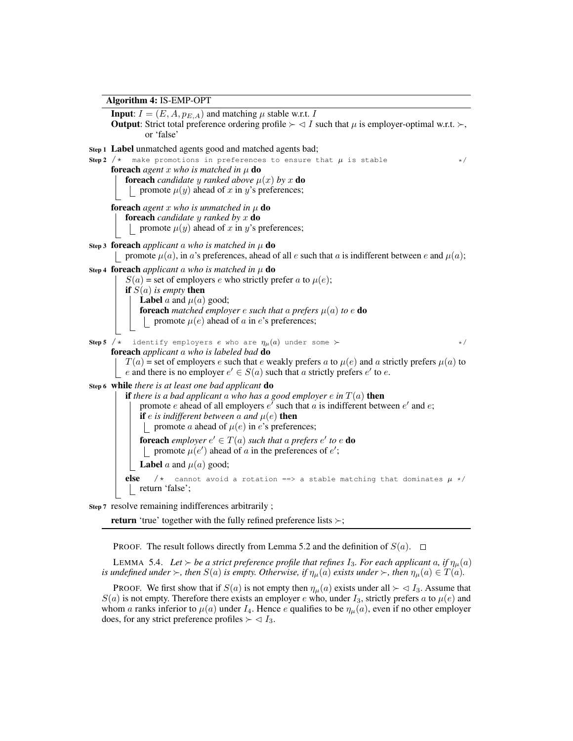**Algorithm 4:** IS-EMP-OPT

```
Input: I = (E, A, p_{E,A}) and matching μ stable w.r.t. I
Output: Strict total preference ordering profile ≻ ◁ I such that μ is employer-optimal w.r.t. ≻,
        or 'false'

Step 1  Label unmatched agents good and matched agents bad;
Step 2  /* make promotions in preferences to ensure that μ is stable */
        foreach agent x who is matched in μ do
            foreach candidate y ranked above μ(x) by x do
                promote μ(y) ahead of x in y's preferences;
        foreach agent x who is unmatched in μ do
            foreach candidate y ranked by x do
                promote μ(y) ahead of x in y's preferences;
Step 3  foreach applicant a who is matched in μ do
            promote μ(a), in a's preferences, ahead of all e such that a is indifferent between e and μ(a);
Step 4  foreach applicant a who is matched in μ do
            S(a) = set of employers e who strictly prefer a to μ(e);
            if S(a) is empty then
                Label a and μ(a) good;
                foreach matched employer e such that a prefers μ(a) to e do
                    promote μ(e) ahead of a in e's preferences;
Step 5  /* identify employers e who are η_μ(a) under some ≻ */
        foreach applicant a who is labeled bad do
            T(a) = set of employers e such that e weakly prefers a to μ(e) and a strictly prefers μ(a) to
            e and there is no employer e' ∈ S(a) such that a strictly prefers e' to e.
Step 6  while there is at least one bad applicant do
            if there is a bad applicant a who has a good employer e in T(a) then
                promote e ahead of all employers e' such that a is indifferent between e' and e;
                if e is indifferent between a and μ(e) then
                    promote a ahead of μ(e) in e's preferences;
                foreach employer e' ∈ T(a) such that a prefers e' to e do
                    promote μ(e') ahead of a in the preferences of e';
                Label a and μ(a) good;
            else /* cannot avoid a rotation ==> a stable matching that dominates μ */
                return 'false';
Step 7  resolve remaining indifferences arbitrarily ;
        return 'true' together with the fully refined preference lists ≻;
```

PROOF. The result follows directly from Lemma 5.2 and the definition of $S(a)$. $\square$

LEMMA 5.4. *Let $\succ$ be a strict preference profile that refines $I_3$. For each applicant $a$, if $\eta_\mu(a)$ is undefined under $\succ$, then $S(a)$ is empty. Otherwise, if $\eta_\mu(a)$ exists under $\succ$, then $\eta_\mu(a) \in T(a)$.*

PROOF. We first show that if $S(a)$ is not empty then $\eta_\mu(a)$ exists under all $\succ \lhd I_3$. Assume that $S(a)$ is not empty. Therefore there exists an employer $e$ who, under $I_3$, strictly prefers $a$ to $\mu(e)$ and whom $a$ ranks inferior to $\mu(a)$ under $I_4$. Hence $e$ qualifies to be $\eta_\mu(a)$, even if no other employer does, for any strict preference profiles $\succ \lhd I_3$.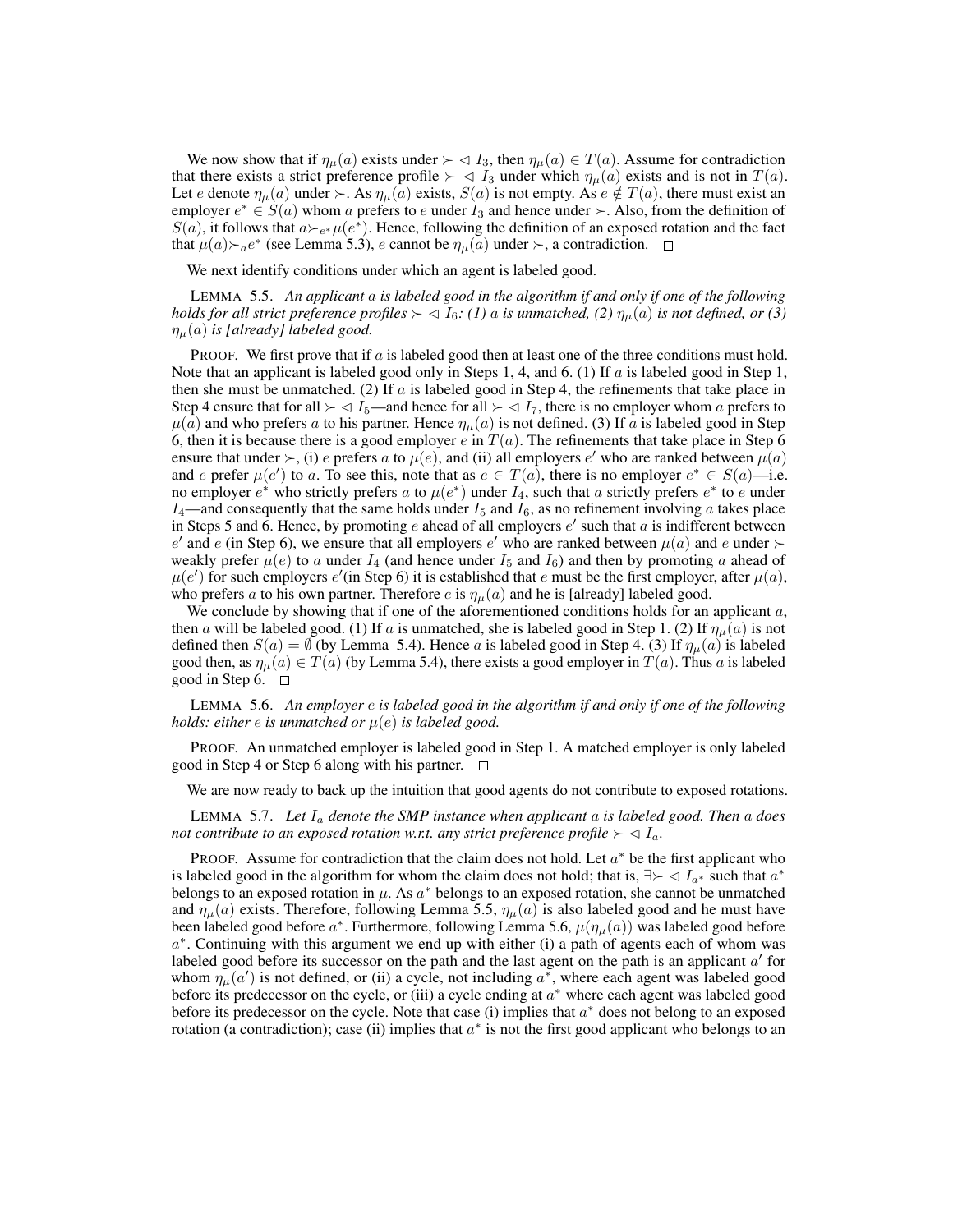We now show that if $\eta_\mu(a)$ exists under $\succ \lhd I_3$, then $\eta_\mu(a) \in T(a)$. Assume for contradiction that there exists a strict preference profile $\succ \lhd I_3$ under which $\eta_\mu(a)$ exists and is not in $T(a)$. Let $e$ denote $\eta_\mu(a)$ under $\succ$. As $\eta_\mu(a)$ exists, $S(a)$ is not empty. As $e \notin T(a)$, there must exist an employer $e^* \in S(a)$ whom $a$ prefers to $e$ under $I_3$ and hence under $\succ$. Also, from the definition of $S(a)$, it follows that $a \succ_{e^*} \mu(e^*)$. Hence, following the definition of an exposed rotation and the fact that $\mu(a) \succ_a e^*$ (see Lemma 5.3), $e$ cannot be $\eta_\mu(a)$ under $\succ$, a contradiction. □

We next identify conditions under which an agent is labeled good.

LEMMA 5.5. *An applicant $a$ is labeled good in the algorithm if and only if one of the following holds for all strict preference profiles $\succ \lhd I_6$: (1) $a$ is unmatched, (2) $\eta_\mu(a)$ is not defined, or (3) $\eta_\mu(a)$ is [already] labeled good.*

PROOF. We first prove that if $a$ is labeled good then at least one of the three conditions must hold. Note that an applicant is labeled good only in Steps 1, 4, and 6. (1) If $a$ is labeled good in Step 1, then she must be unmatched. (2) If $a$ is labeled good in Step 4, the refinements that take place in Step 4 ensure that for all $\succ \lhd I_5$—and hence for all $\succ \lhd I_7$, there is no employer whom $a$ prefers to $\mu(a)$ and who prefers $a$ to his partner. Hence $\eta_\mu(a)$ is not defined. (3) If $a$ is labeled good in Step 6, then it is because there is a good employer $e$ in $T(a)$. The refinements that take place in Step 6 ensure that under $\succ$, (i) $e$ prefers $a$ to $\mu(e)$, and (ii) all employers $e'$ who are ranked between $\mu(a)$ and $e$ prefer $\mu(e')$ to $a$. To see this, note that as $e \in T(a)$, there is no employer $e^* \in S(a)$—i.e. no employer $e^*$ who strictly prefers $a$ to $\mu(e^*)$ under $I_4$, such that $a$ strictly prefers $e^*$ to $e$ under $I_4$—and consequently that the same holds under $I_5$ and $I_6$, as no refinement involving $a$ takes place in Steps 5 and 6. Hence, by promoting $e$ ahead of all employers $e'$ such that $a$ is indifferent between $e'$ and $e$ (in Step 6), we ensure that all employers $e'$ who are ranked between $\mu(a)$ and $e$ under $\succ$ weakly prefer $\mu(e)$ to $a$ under $I_4$ (and hence under $I_5$ and $I_6$) and then by promoting $a$ ahead of $\mu(e')$ for such employers $e'$(in Step 6) it is established that $e$ must be the first employer, after $\mu(a)$, who prefers $a$ to his own partner. Therefore $e$ is $\eta_\mu(a)$ and he is [already] labeled good.

We conclude by showing that if one of the aforementioned conditions holds for an applicant $a$, then $a$ will be labeled good. (1) If $a$ is unmatched, she is labeled good in Step 1. (2) If $\eta_\mu(a)$ is not defined then $S(a) = \emptyset$ (by Lemma 5.4). Hence $a$ is labeled good in Step 4. (3) If $\eta_\mu(a)$ is labeled good then, as $\eta_\mu(a) \in T(a)$ (by Lemma 5.4), there exists a good employer in $T(a)$. Thus $a$ is labeled good in Step 6. □

LEMMA 5.6. *An employer $e$ is labeled good in the algorithm if and only if one of the following holds: either $e$ is unmatched or $\mu(e)$ is labeled good.*

PROOF. An unmatched employer is labeled good in Step 1. A matched employer is only labeled good in Step 4 or Step 6 along with his partner. □

We are now ready to back up the intuition that good agents do not contribute to exposed rotations.

LEMMA 5.7. *Let $I_a$ denote the SMP instance when applicant $a$ is labeled good. Then $a$ does not contribute to an exposed rotation w.r.t. any strict preference profile $\succ \lhd I_a$.*

PROOF. Assume for contradiction that the claim does not hold. Let $a^*$ be the first applicant who is labeled good in the algorithm for whom the claim does not hold; that is, $\exists \succ \lhd I_{a^*}$ such that $a^*$ belongs to an exposed rotation in $\mu$. As $a^*$ belongs to an exposed rotation, she cannot be unmatched and $\eta_\mu(a)$ exists. Therefore, following Lemma 5.5, $\eta_\mu(a)$ is also labeled good and he must have been labeled good before $a^*$. Furthermore, following Lemma 5.6, $\mu(\eta_\mu(a))$ was labeled good before $a^*$. Continuing with this argument we end up with either (i) a path of agents each of whom was labeled good before its successor on the path and the last agent on the path is an applicant $a'$ for whom $\eta_\mu(a')$ is not defined, or (ii) a cycle, not including $a^*$, where each agent was labeled good before its predecessor on the cycle, or (iii) a cycle ending at $a^*$ where each agent was labeled good before its predecessor on the cycle. Note that case (i) implies that $a^*$ does not belong to an exposed rotation (a contradiction); case (ii) implies that $a^*$ is not the first good applicant who belongs to an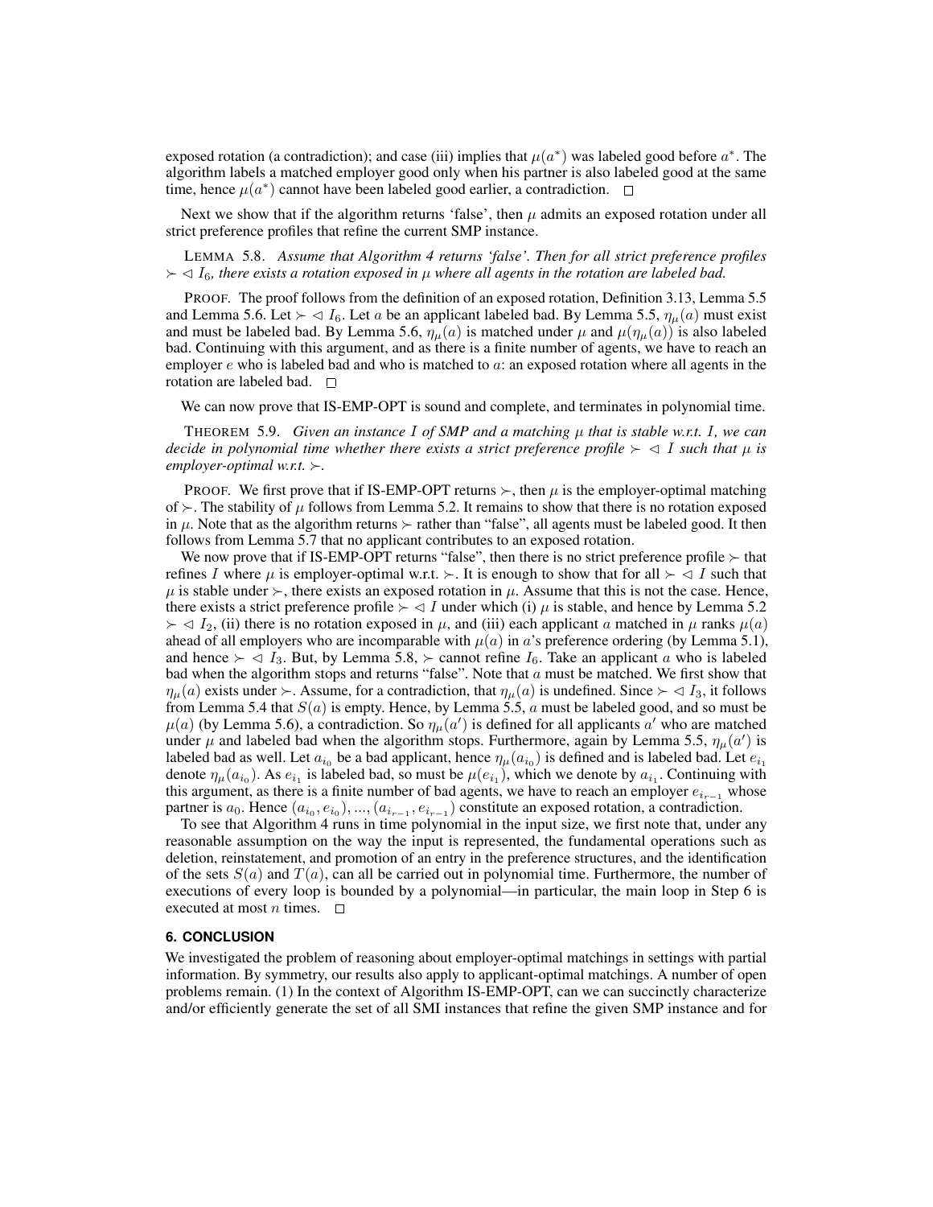exposed rotation (a contradiction); and case (iii) implies that $\mu(a^*)$ was labeled good before $a^*$. The algorithm labels a matched employer good only when his partner is also labeled good at the same time, hence $\mu(a^*)$ cannot have been labeled good earlier, a contradiction. $\square$

Next we show that if the algorithm returns 'false', then $\mu$ admits an exposed rotation under all strict preference profiles that refine the current SMP instance.

LEMMA 5.8. *Assume that Algorithm 4 returns 'false'. Then for all strict preference profiles $\succ \lhd I_6$, there exists a rotation exposed in $\mu$ where all agents in the rotation are labeled bad.*

PROOF. The proof follows from the definition of an exposed rotation, Definition 3.13, Lemma 5.5 and Lemma 5.6. Let $\succ \lhd I_6$. Let $a$ be an applicant labeled bad. By Lemma 5.5, $\eta_\mu(a)$ must exist and must be labeled bad. By Lemma 5.6, $\eta_\mu(a)$ is matched under $\mu$ and $\mu(\eta_\mu(a))$ is also labeled bad. Continuing with this argument, and as there is a finite number of agents, we have to reach an employer $e$ who is labeled bad and who is matched to $a$: an exposed rotation where all agents in the rotation are labeled bad. $\square$

We can now prove that IS-EMP-OPT is sound and complete, and terminates in polynomial time.

THEOREM 5.9. *Given an instance $I$ of SMP and a matching $\mu$ that is stable w.r.t. $I$, we can decide in polynomial time whether there exists a strict preference profile $\succ \lhd I$ such that $\mu$ is employer-optimal w.r.t. $\succ$.*

PROOF. We first prove that if IS-EMP-OPT returns $\succ$, then $\mu$ is the employer-optimal matching of $\succ$. The stability of $\mu$ follows from Lemma 5.2. It remains to show that there is no rotation exposed in $\mu$. Note that as the algorithm returns $\succ$ rather than "false", all agents must be labeled good. It then follows from Lemma 5.7 that no applicant contributes to an exposed rotation.

We now prove that if IS-EMP-OPT returns "false", then there is no strict preference profile $\succ$ that refines $I$ where $\mu$ is employer-optimal w.r.t. $\succ$. It is enough to show that for all $\succ \lhd I$ such that $\mu$ is stable under $\succ$, there exists an exposed rotation in $\mu$. Assume that this is not the case. Hence, there exists a strict preference profile $\succ \lhd I$ under which (i) $\mu$ is stable, and hence by Lemma 5.2 $\succ \lhd I_2$, (ii) there is no rotation exposed in $\mu$, and (iii) each applicant $a$ matched in $\mu$ ranks $\mu(a)$ ahead of all employers who are incomparable with $\mu(a)$ in $a$'s preference ordering (by Lemma 5.1), and hence $\succ \lhd I_3$. But, by Lemma 5.8, $\succ$ cannot refine $I_6$. Take an applicant $a$ who is labeled bad when the algorithm stops and returns "false". Note that $a$ must be matched. We first show that $\eta_\mu(a)$ exists under $\succ$. Assume, for a contradiction, that $\eta_\mu(a)$ is undefined. Since $\succ \lhd I_3$, it follows from Lemma 5.4 that $S(a)$ is empty. Hence, by Lemma 5.5, $a$ must be labeled good, and so must be $\mu(a)$ (by Lemma 5.6), a contradiction. So $\eta_\mu(a')$ is defined for all applicants $a'$ who are matched under $\mu$ and labeled bad when the algorithm stops. Furthermore, again by Lemma 5.5, $\eta_\mu(a')$ is labeled bad as well. Let $a_{i_0}$ be a bad applicant, hence $\eta_\mu(a_{i_0})$ is defined and is labeled bad. Let $e_{i_1}$ denote $\eta_\mu(a_{i_0})$. As $e_{i_1}$ is labeled bad, so must be $\mu(e_{i_1})$, which we denote by $a_{i_1}$. Continuing with this argument, as there is a finite number of bad agents, we have to reach an employer $e_{i_{r-1}}$ whose partner is $a_0$. Hence $(a_{i_0}, e_{i_0}), ..., (a_{i_{r-1}}, e_{i_{r-1}})$ constitute an exposed rotation, a contradiction.

To see that Algorithm 4 runs in time polynomial in the input size, we first note that, under any reasonable assumption on the way the input is represented, the fundamental operations such as deletion, reinstatement, and promotion of an entry in the preference structures, and the identification of the sets $S(a)$ and $T(a)$, can all be carried out in polynomial time. Furthermore, the number of executions of every loop is bounded by a polynomial—in particular, the main loop in Step 6 is executed at most $n$ times. $\square$

## 6. CONCLUSION

We investigated the problem of reasoning about employer-optimal matchings in settings with partial information. By symmetry, our results also apply to applicant-optimal matchings. A number of open problems remain. (1) In the context of Algorithm IS-EMP-OPT, can we can succinctly characterize and/or efficiently generate the set of all SMI instances that refine the given SMP instance and for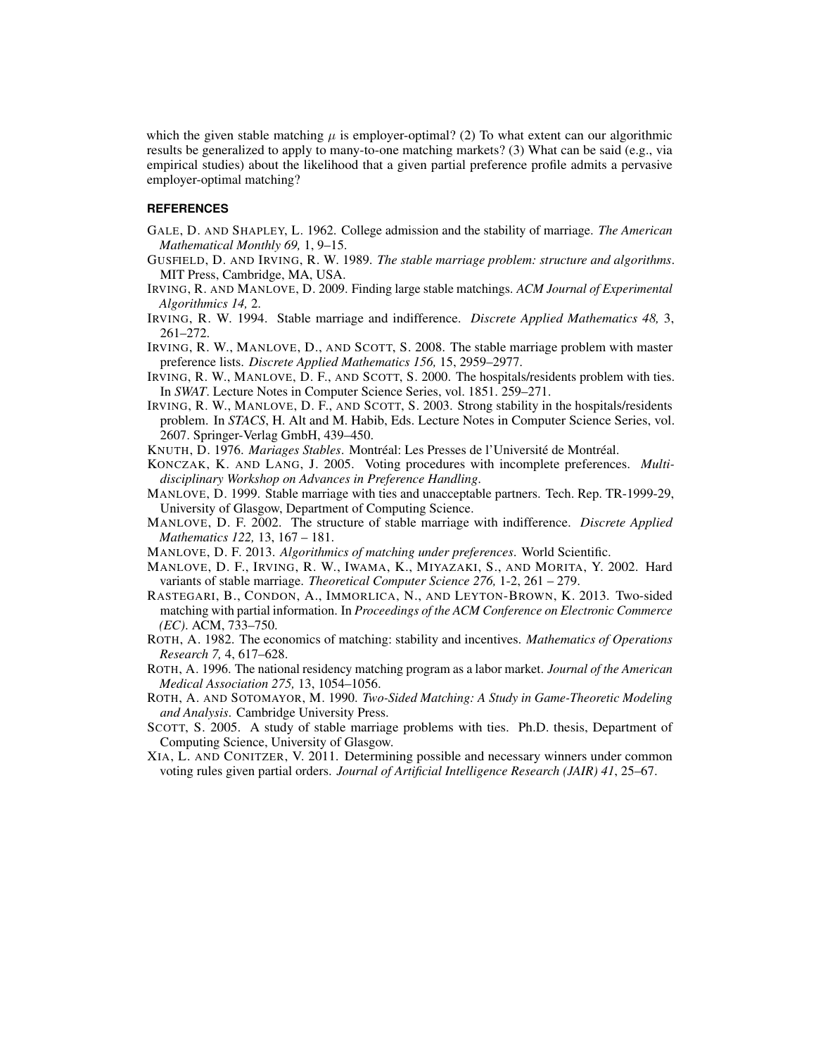which the given stable matching $\mu$ is employer-optimal? (2) To what extent can our algorithmic results be generalized to apply to many-to-one matching markets? (3) What can be said (e.g., via empirical studies) about the likelihood that a given partial preference profile admits a pervasive employer-optimal matching?

## REFERENCES

GALE, D. AND SHAPLEY, L. 1962. College admission and the stability of marriage. *The American Mathematical Monthly 69,* 1, 9–15.

GUSFIELD, D. AND IRVING, R. W. 1989. *The stable marriage problem: structure and algorithms*. MIT Press, Cambridge, MA, USA.

IRVING, R. AND MANLOVE, D. 2009. Finding large stable matchings. *ACM Journal of Experimental Algorithmics 14,* 2.

IRVING, R. W. 1994. Stable marriage and indifference. *Discrete Applied Mathematics 48,* 3, 261–272.

IRVING, R. W., MANLOVE, D., AND SCOTT, S. 2008. The stable marriage problem with master preference lists. *Discrete Applied Mathematics 156,* 15, 2959–2977.

IRVING, R. W., MANLOVE, D. F., AND SCOTT, S. 2000. The hospitals/residents problem with ties. In *SWAT*. Lecture Notes in Computer Science Series, vol. 1851. 259–271.

IRVING, R. W., MANLOVE, D. F., AND SCOTT, S. 2003. Strong stability in the hospitals/residents problem. In *STACS*, H. Alt and M. Habib, Eds. Lecture Notes in Computer Science Series, vol. 2607. Springer-Verlag GmbH, 439–450.

KNUTH, D. 1976. *Mariages Stables*. Montréal: Les Presses de l'Université de Montréal.

KONCZAK, K. AND LANG, J. 2005. Voting procedures with incomplete preferences. *Multidisciplinary Workshop on Advances in Preference Handling*.

MANLOVE, D. 1999. Stable marriage with ties and unacceptable partners. Tech. Rep. TR-1999-29, University of Glasgow, Department of Computing Science.

MANLOVE, D. F. 2002. The structure of stable marriage with indifference. *Discrete Applied Mathematics 122,* 13, 167 – 181.

MANLOVE, D. F. 2013. *Algorithmics of matching under preferences*. World Scientific.

MANLOVE, D. F., IRVING, R. W., IWAMA, K., MIYAZAKI, S., AND MORITA, Y. 2002. Hard variants of stable marriage. *Theoretical Computer Science 276,* 1-2, 261 – 279.

RASTEGARI, B., CONDON, A., IMMORLICA, N., AND LEYTON-BROWN, K. 2013. Two-sided matching with partial information. In *Proceedings of the ACM Conference on Electronic Commerce (EC)*. ACM, 733–750.

ROTH, A. 1982. The economics of matching: stability and incentives. *Mathematics of Operations Research 7,* 4, 617–628.

ROTH, A. 1996. The national residency matching program as a labor market. *Journal of the American Medical Association 275,* 13, 1054–1056.

ROTH, A. AND SOTOMAYOR, M. 1990. *Two-Sided Matching: A Study in Game-Theoretic Modeling and Analysis*. Cambridge University Press.

SCOTT, S. 2005. A study of stable marriage problems with ties. Ph.D. thesis, Department of Computing Science, University of Glasgow.

XIA, L. AND CONITZER, V. 2011. Determining possible and necessary winners under common voting rules given partial orders. *Journal of Artificial Intelligence Research (JAIR) 41*, 25–67.